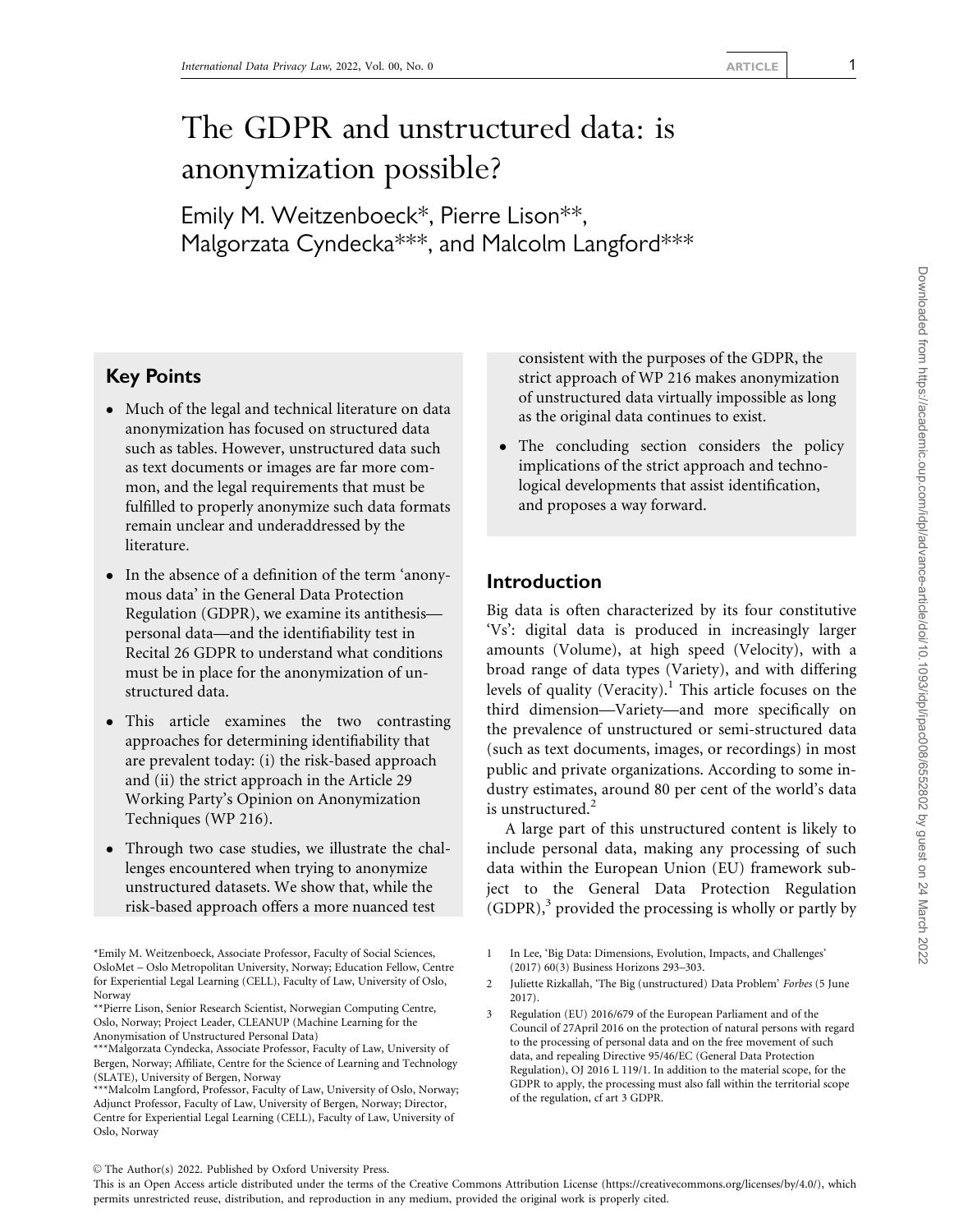# The GDPR and unstructured data: is anonymization possible?

Emily M. Weitzenboeck*, Pierre Lison**, Malgorzata Cyndecka***, and Malcolm Langford***

## Key Points

- Much of the legal and technical literature on data anonymization has focused on structured data such as tables. However, unstructured data such as text documents or images are far more common, and the legal requirements that must be fulfilled to properly anonymize such data formats remain unclear and underaddressed by the literature.
- In the absence of a definition of the term 'anonymous data' in the General Data Protection Regulation (GDPR), we examine its antithesis—personal data—and the identifiability test in Recital 26 GDPR to understand what conditions must be in place for the anonymization of unstructured data.
- This article examines the two contrasting approaches for determining identifiability that are prevalent today: (i) the risk-based approach and (ii) the strict approach in the Article 29 Working Party's Opinion on Anonymization Techniques (WP 216).
- Through two case studies, we illustrate the challenges encountered when trying to anonymize unstructured datasets. We show that, while the risk-based approach offers a more nuanced test consistent with the purposes of the GDPR, the strict approach of WP 216 makes anonymization of unstructured data virtually impossible as long as the original data continues to exist.
- The concluding section considers the policy implications of the strict approach and technological developments that assist identification, and proposes a way forward.

## Introduction

Big data is often characterized by its four constitutive 'Vs': digital data is produced in increasingly larger amounts (Volume), at high speed (Velocity), with a broad range of data types (Variety), and with differing levels of quality (Veracity).[1] This article focuses on the third dimension—Variety—and more specifically on the prevalence of unstructured or semi-structured data (such as text documents, images, or recordings) in most public and private organizations. According to some industry estimates, around 80 per cent of the world's data is unstructured.[2]

A large part of this unstructured content is likely to include personal data, making any processing of such data within the European Union (EU) framework subject to the General Data Protection Regulation (GDPR),[3] provided the processing is wholly or partly by

*Emily M. Weitzenboeck, Associate Professor, Faculty of Social Sciences, OsloMet – Oslo Metropolitan University, Norway; Education Fellow, Centre for Experiential Legal Learning (CELL), Faculty of Law, University of Oslo, Norway

**Pierre Lison, Senior Research Scientist, Norwegian Computing Centre, Oslo, Norway; Project Leader, CLEANUP (Machine Learning for the Anonymisation of Unstructured Personal Data)

***Malgorzata Cyndecka, Associate Professor, Faculty of Law, University of Bergen, Norway; Affiliate, Centre for the Science of Learning and Technology (SLATE), University of Bergen, Norway

***Malcolm Langford, Professor, Faculty of Law, University of Oslo, Norway; Adjunct Professor, Faculty of Law, University of Bergen, Norway; Director, Centre for Experiential Legal Learning (CELL), Faculty of Law, University of Oslo, Norway

1 In Lee, 'Big Data: Dimensions, Evolution, Impacts, and Challenges' (2017) 60(3) Business Horizons 293–303.

2 Juliette Rizkallah, 'The Big (unstructured) Data Problem' *Forbes* (5 June 2017).

3 Regulation (EU) 2016/679 of the European Parliament and of the Council of 27April 2016 on the protection of natural persons with regard to the processing of personal data and on the free movement of such data, and repealing Directive 95/46/EC (General Data Protection Regulation), OJ 2016 L 119/1. In addition to the material scope, for the GDPR to apply, the processing must also fall within the territorial scope of the regulation, cf art 3 GDPR.

© The Author(s) 2022. Published by Oxford University Press.
This is an Open Access article distributed under the terms of the Creative Commons Attribution License (https://creativecommons.org/licenses/by/4.0/), which permits unrestricted reuse, distribution, and reproduction in any medium, provided the original work is properly cited.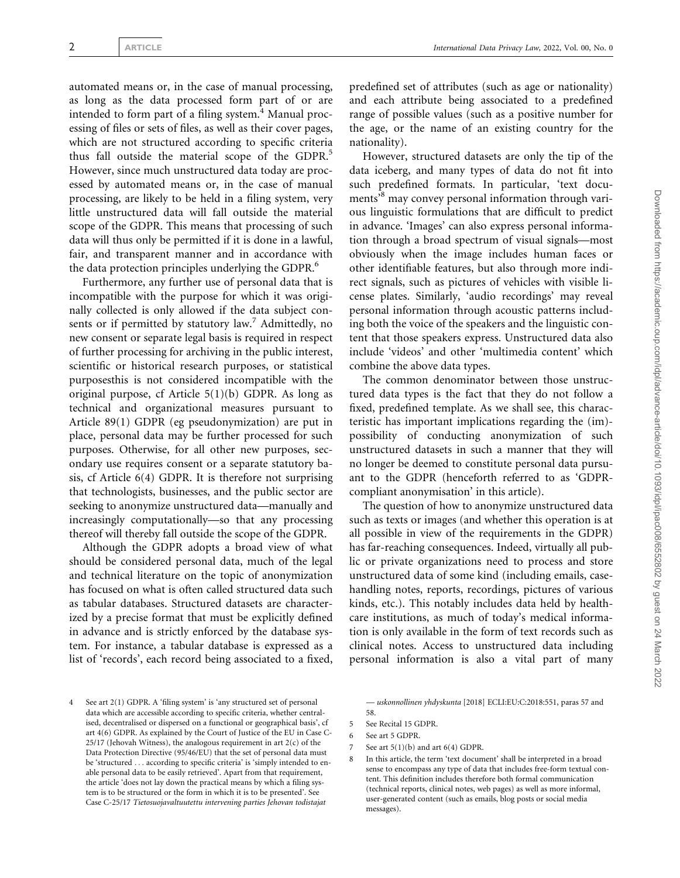automated means or, in the case of manual processing, as long as the data processed form part of or are intended to form part of a filing system.[4] Manual processing of files or sets of files, as well as their cover pages, which are not structured according to specific criteria thus fall outside the material scope of the GDPR.[5] However, since much unstructured data today are processed by automated means or, in the case of manual processing, are likely to be held in a filing system, very little unstructured data will fall outside the material scope of the GDPR. This means that processing of such data will thus only be permitted if it is done in a lawful, fair, and transparent manner and in accordance with the data protection principles underlying the GDPR.[6]

Furthermore, any further use of personal data that is incompatible with the purpose for which it was originally collected is only allowed if the data subject consents or if permitted by statutory law.[7] Admittedly, no new consent or separate legal basis is required in respect of further processing for archiving in the public interest, scientific or historical research purposes, or statistical purposesthis is not considered incompatible with the original purpose, cf Article 5(1)(b) GDPR. As long as technical and organizational measures pursuant to Article 89(1) GDPR (eg pseudonymization) are put in place, personal data may be further processed for such purposes. Otherwise, for all other new purposes, secondary use requires consent or a separate statutory basis, cf Article 6(4) GDPR. It is therefore not surprising that technologists, businesses, and the public sector are seeking to anonymize unstructured data—manually and increasingly computationally—so that any processing thereof will thereby fall outside the scope of the GDPR.

Although the GDPR adopts a broad view of what should be considered personal data, much of the legal and technical literature on the topic of anonymization has focused on what is often called structured data such as tabular databases. Structured datasets are characterized by a precise format that must be explicitly defined in advance and is strictly enforced by the database system. For instance, a tabular database is expressed as a list of 'records', each record being associated to a fixed, predefined set of attributes (such as age or nationality) and each attribute being associated to a predefined range of possible values (such as a positive number for the age, or the name of an existing country for the nationality).

However, structured datasets are only the tip of the data iceberg, and many types of data do not fit into such predefined formats. In particular, 'text documents'[8] may convey personal information through various linguistic formulations that are difficult to predict in advance. 'Images' can also express personal information through a broad spectrum of visual signals—most obviously when the image includes human faces or other identifiable features, but also through more indirect signals, such as pictures of vehicles with visible license plates. Similarly, 'audio recordings' may reveal personal information through acoustic patterns including both the voice of the speakers and the linguistic content that those speakers express. Unstructured data also include 'videos' and other 'multimedia content' which combine the above data types.

The common denominator between those unstructured data types is the fact that they do not follow a fixed, predefined template. As we shall see, this characteristic has important implications regarding the (im)-possibility of conducting anonymization of such unstructured datasets in such a manner that they will no longer be deemed to constitute personal data pursuant to the GDPR (henceforth referred to as 'GDPR-compliant anonymisation' in this article).

The question of how to anonymize unstructured data such as texts or images (and whether this operation is at all possible in view of the requirements in the GDPR) has far-reaching consequences. Indeed, virtually all public or private organizations need to process and store unstructured data of some kind (including emails, case-handling notes, reports, recordings, pictures of various kinds, etc.). This notably includes data held by healthcare institutions, as much of today's medical information is only available in the form of text records such as clinical notes. Access to unstructured data including personal information is also a vital part of many

---

4 See art 2(1) GDPR. A 'filing system' is 'any structured set of personal data which are accessible according to specific criteria, whether centralised, decentralised or dispersed on a functional or geographical basis', cf art 4(6) GDPR. As explained by the Court of Justice of the EU in Case C-25/17 (Jehovah Witness), the analogous requirement in art 2(c) of the Data Protection Directive (95/46/EU) that the set of personal data must be 'structured . . . according to specific criteria' is 'simply intended to enable personal data to be easily retrieved'. Apart from that requirement, the article 'does not lay down the practical means by which a filing system is to be structured or the form in which it is to be presented'. See Case C-25/17 *Tietosuojavaltuutettu intervening parties Jehovan todistajat — uskonnollinen yhdyskunta* [2018] ECLI:EU:C:2018:551, paras 57 and 58.

5 See Recital 15 GDPR.

6 See art 5 GDPR.

7 See art 5(1)(b) and art 6(4) GDPR.

8 In this article, the term 'text document' shall be interpreted in a broad sense to encompass any type of data that includes free-form textual content. This definition includes therefore both formal communication (technical reports, clinical notes, web pages) as well as more informal, user-generated content (such as emails, blog posts or social media messages).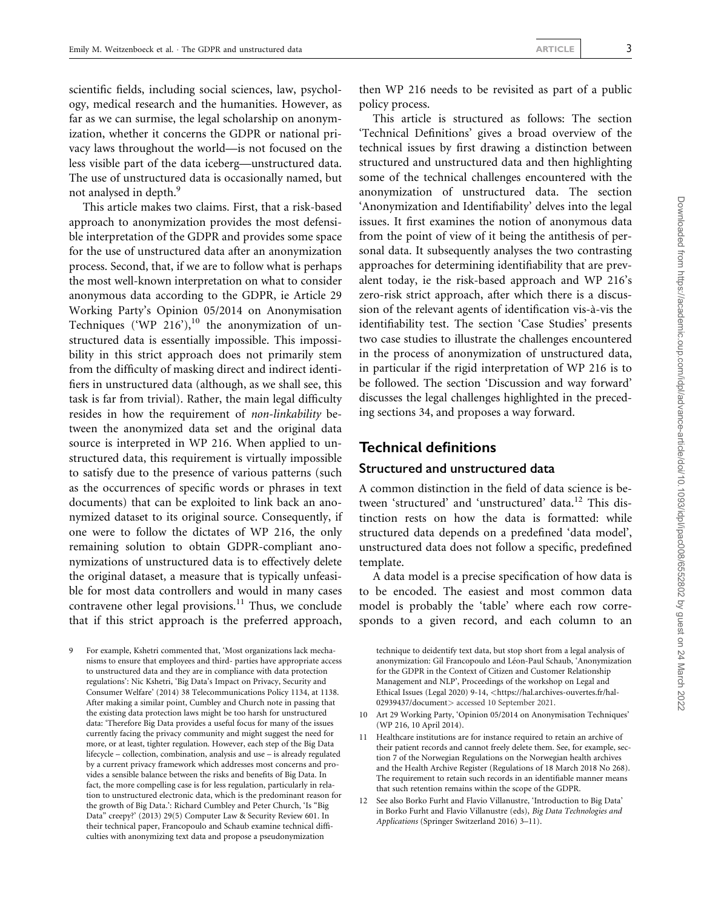scientific fields, including social sciences, law, psychology, medical research and the humanities. However, as far as we can surmise, the legal scholarship on anonymization, whether it concerns the GDPR or national privacy laws throughout the world—is not focused on the less visible part of the data iceberg—unstructured data. The use of unstructured data is occasionally named, but not analysed in depth.[9]

This article makes two claims. First, that a risk-based approach to anonymization provides the most defensible interpretation of the GDPR and provides some space for the use of unstructured data after an anonymization process. Second, that, if we are to follow what is perhaps the most well-known interpretation on what to consider anonymous data according to the GDPR, ie Article 29 Working Party's Opinion 05/2014 on Anonymisation Techniques ('WP 216'),[10] the anonymization of unstructured data is essentially impossible. This impossibility in this strict approach does not primarily stem from the difficulty of masking direct and indirect identifiers in unstructured data (although, as we shall see, this task is far from trivial). Rather, the main legal difficulty resides in how the requirement of *non-linkability* between the anonymized data set and the original data source is interpreted in WP 216. When applied to unstructured data, this requirement is virtually impossible to satisfy due to the presence of various patterns (such as the occurrences of specific words or phrases in text documents) that can be exploited to link back an anonymized dataset to its original source. Consequently, if one were to follow the dictates of WP 216, the only remaining solution to obtain GDPR-compliant anonymizations of unstructured data is to effectively delete the original dataset, a measure that is typically unfeasible for most data controllers and would in many cases contravene other legal provisions.[11] Thus, we conclude that if this strict approach is the preferred approach, then WP 216 needs to be revisited as part of a public policy process.

This article is structured as follows: The section 'Technical Definitions' gives a broad overview of the technical issues by first drawing a distinction between structured and unstructured data and then highlighting some of the technical challenges encountered with the anonymization of unstructured data. The section 'Anonymization and Identifiability' delves into the legal issues. It first examines the notion of anonymous data from the point of view of it being the antithesis of personal data. It subsequently analyses the two contrasting approaches for determining identifiability that are prevalent today, ie the risk-based approach and WP 216's zero-risk strict approach, after which there is a discussion of the relevant agents of identification vis-à-vis the identifiability test. The section 'Case Studies' presents two case studies to illustrate the challenges encountered in the process of anonymization of unstructured data, in particular if the rigid interpretation of WP 216 is to be followed. The section 'Discussion and way forward' discusses the legal challenges highlighted in the preceding sections 34, and proposes a way forward.

## Technical definitions

### Structured and unstructured data

A common distinction in the field of data science is between 'structured' and 'unstructured' data.[12] This distinction rests on how the data is formatted: while structured data depends on a predefined 'data model', unstructured data does not follow a specific, predefined template.

A data model is a precise specification of how data is to be encoded. The easiest and most common data model is probably the 'table' where each row corresponds to a given record, and each column to an

---

9 For example, Kshetri commented that, 'Most organizations lack mechanisms to ensure that employees and third- parties have appropriate access to unstructured data and they are in compliance with data protection regulations': Nic Kshetri, 'Big Data's Impact on Privacy, Security and Consumer Welfare' (2014) 38 Telecommunications Policy 1134, at 1138. After making a similar point, Cumbley and Church note in passing that the existing data protection laws might be too harsh for unstructured data: 'Therefore Big Data provides a useful focus for many of the issues currently facing the privacy community and might suggest the need for more, or at least, tighter regulation. However, each step of the Big Data lifecycle – collection, combination, analysis and use – is already regulated by a current privacy framework which addresses most concerns and provides a sensible balance between the risks and benefits of Big Data. In fact, the more compelling case is for less regulation, particularly in relation to unstructured electronic data, which is the predominant reason for the growth of Big Data.': Richard Cumbley and Peter Church, 'Is "Big Data" creepy?' (2013) 29(5) Computer Law & Security Review 601. In their technical paper, Francopoulo and Schaub examine technical difficulties with anonymizing text data and propose a pseudonymization technique to deidentify text data, but stop short from a legal analysis of anonymization: Gil Francopoulo and Léon-Paul Schaub, 'Anonymization for the GDPR in the Context of Citizen and Customer Relationship Management and NLP', Proceedings of the workshop on Legal and Ethical Issues (Legal 2020) 9-14, <https://hal.archives-ouvertes.fr/hal-02939437/document> accessed 10 September 2021.

10 Art 29 Working Party, 'Opinion 05/2014 on Anonymisation Techniques' (WP 216, 10 April 2014).

11 Healthcare institutions are for instance required to retain an archive of their patient records and cannot freely delete them. See, for example, section 7 of the Norwegian Regulations on the Norwegian health archives and the Health Archive Register (Regulations of 18 March 2018 No 268). The requirement to retain such records in an identifiable manner means that such retention remains within the scope of the GDPR.

12 See also Borko Furht and Flavio Villanustre, 'Introduction to Big Data' in Borko Furht and Flavio Villanustre (eds), *Big Data Technologies and Applications* (Springer Switzerland 2016) 3–11).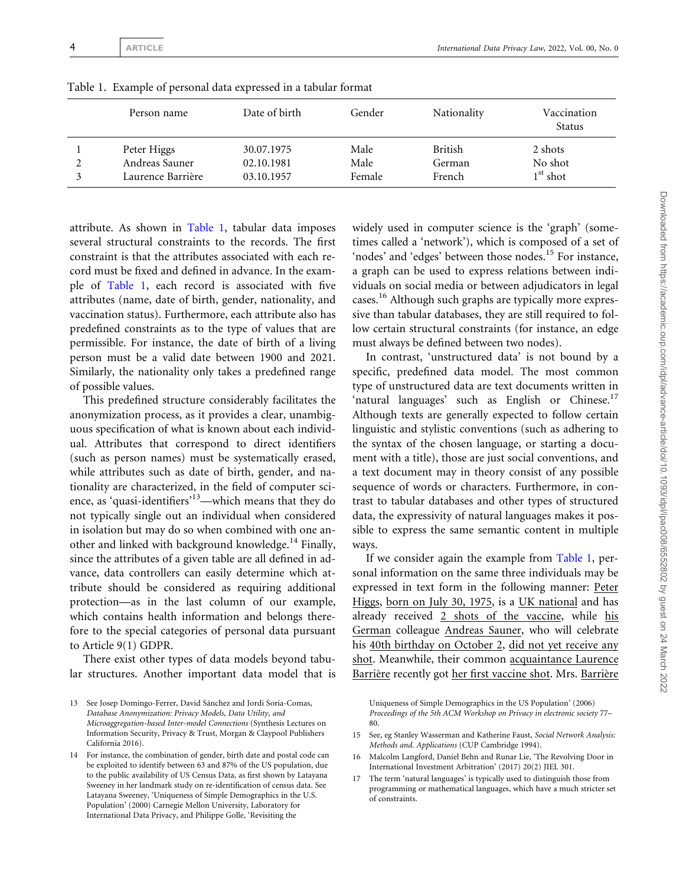Table 1. Example of personal data expressed in a tabular format

| | Person name | Date of birth | Gender | Nationality | Vaccination Status |
|---|---|---|---|---|---|
| 1 | Peter Higgs | 30.07.1975 | Male | British | 2 shots |
| 2 | Andreas Sauner | 02.10.1981 | Male | German | No shot |
| 3 | Laurence Barrière | 03.10.1957 | Female | French | 1st shot |

attribute. As shown in Table 1, tabular data imposes several structural constraints to the records. The first constraint is that the attributes associated with each record must be fixed and defined in advance. In the example of Table 1, each record is associated with five attributes (name, date of birth, gender, nationality, and vaccination status). Furthermore, each attribute also has predefined constraints as to the type of values that are permissible. For instance, the date of birth of a living person must be a valid date between 1900 and 2021. Similarly, the nationality only takes a predefined range of possible values.

This predefined structure considerably facilitates the anonymization process, as it provides a clear, unambiguous specification of what is known about each individual. Attributes that correspond to direct identifiers (such as person names) must be systematically erased, while attributes such as date of birth, gender, and nationality are characterized, in the field of computer science, as 'quasi-identifiers'[13]—which means that they do not typically single out an individual when considered in isolation but may do so when combined with one another and linked with background knowledge.[14] Finally, since the attributes of a given table are all defined in advance, data controllers can easily determine which attribute should be considered as requiring additional protection—as in the last column of our example, which contains health information and belongs therefore to the special categories of personal data pursuant to Article 9(1) GDPR.

There exist other types of data models beyond tabular structures. Another important data model that is widely used in computer science is the 'graph' (sometimes called a 'network'), which is composed of a set of 'nodes' and 'edges' between those nodes.[15] For instance, a graph can be used to express relations between individuals on social media or between adjudicators in legal cases.[16] Although such graphs are typically more expressive than tabular databases, they are still required to follow certain structural constraints (for instance, an edge must always be defined between two nodes).

In contrast, 'unstructured data' is not bound by a specific, predefined data model. The most common type of unstructured data are text documents written in 'natural languages' such as English or Chinese.[17] Although texts are generally expected to follow certain linguistic and stylistic conventions (such as adhering to the syntax of the chosen language, or starting a document with a title), those are just social conventions, and a text document may in theory consist of any possible sequence of words or characters. Furthermore, in contrast to tabular databases and other types of structured data, the expressivity of natural languages makes it possible to express the same semantic content in multiple ways.

If we consider again the example from Table 1, personal information on the same three individuals may be expressed in text form in the following manner: <u>Peter Higgs</u>, <u>born on July 30, 1975</u>, is a <u>UK national</u> and has already received <u>2 shots of the vaccine</u>, while <u>his German</u> colleague <u>Andreas Sauner</u>, who will celebrate his <u>40th birthday on October 2</u>, <u>did not yet receive any shot</u>. Meanwhile, their common <u>acquaintance Laurence Barrière</u> recently got <u>her first vaccine shot</u>. Mrs. <u>Barrière</u>

13 See Josep Domingo-Ferrer, David Sánchez and Jordi Soria-Comas, *Database Anonymization: Privacy Models, Data Utility, and Microaggregation-based Inter-model Connections* (Synthesis Lectures on Information Security, Privacy & Trust, Morgan & Claypool Publishers California 2016).

14 For instance, the combination of gender, birth date and postal code can be exploited to identify between 63 and 87% of the US population, due to the public availability of US Census Data, as first shown by Latayana Sweeney in her landmark study on re-identification of census data. See Latayana Sweeney, 'Uniqueness of Simple Demographics in the U.S. Population' (2000) Carnegie Mellon University, Laboratory for International Data Privacy, and Philippe Golle, 'Revisiting the Uniqueness of Simple Demographics in the US Population' (2006) *Proceedings of the 5th ACM Workshop on Privacy in electronic society* 77–80.

15 See, eg Stanley Wasserman and Katherine Faust, *Social Network Analysis: Methods and. Applications* (CUP Cambridge 1994).

16 Malcolm Langford, Daniel Behn and Runar Lie, 'The Revolving Door in International Investment Arbitration' (2017) 20(2) JIEL 301.

17 The term 'natural languages' is typically used to distinguish those from programming or mathematical languages, which have a much stricter set of constraints.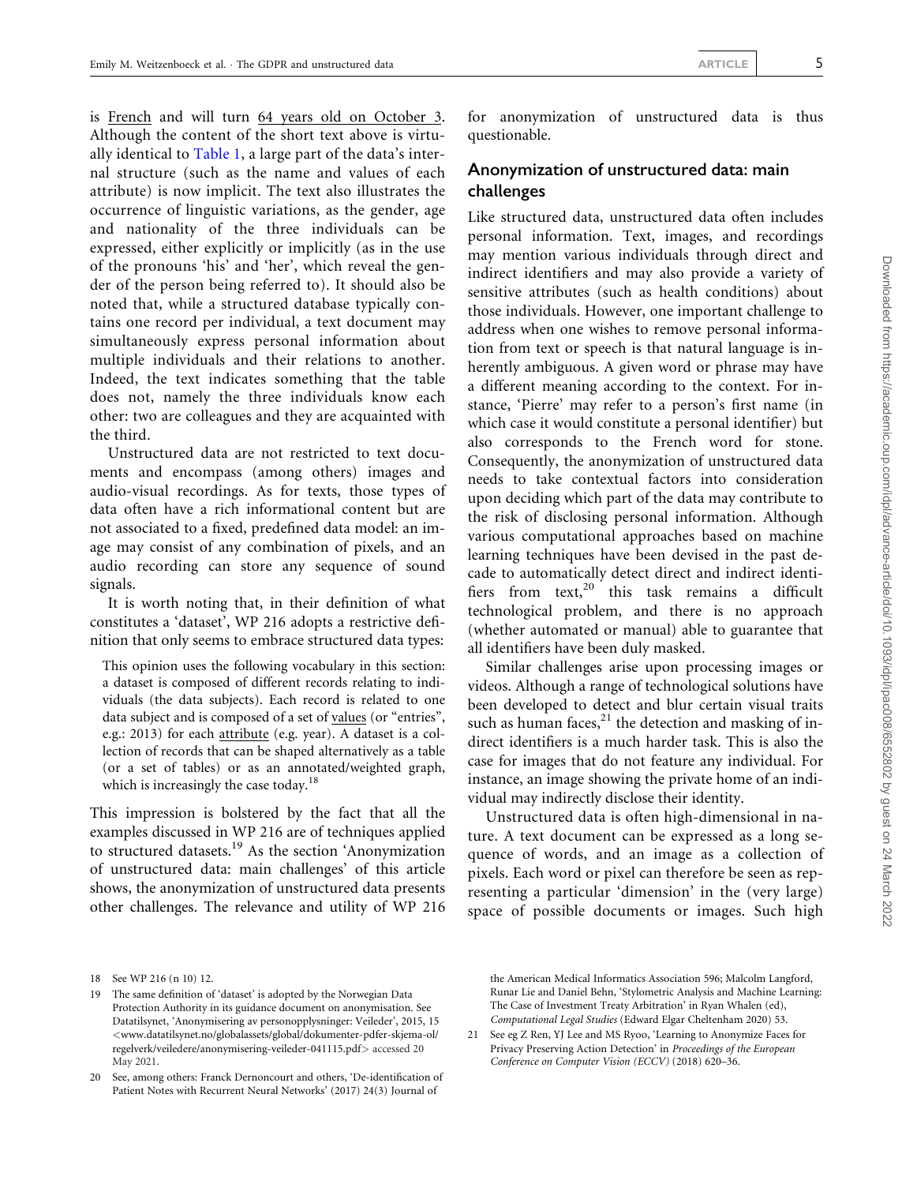is French and will turn 64 years old on October 3. Although the content of the short text above is virtually identical to Table 1, a large part of the data's internal structure (such as the name and values of each attribute) is now implicit. The text also illustrates the occurrence of linguistic variations, as the gender, age and nationality of the three individuals can be expressed, either explicitly or implicitly (as in the use of the pronouns 'his' and 'her', which reveal the gender of the person being referred to). It should also be noted that, while a structured database typically contains one record per individual, a text document may simultaneously express personal information about multiple individuals and their relations to another. Indeed, the text indicates something that the table does not, namely the three individuals know each other: two are colleagues and they are acquainted with the third.

Unstructured data are not restricted to text documents and encompass (among others) images and audio-visual recordings. As for texts, those types of data often have a rich informational content but are not associated to a fixed, predefined data model: an image may consist of any combination of pixels, and an audio recording can store any sequence of sound signals.

It is worth noting that, in their definition of what constitutes a 'dataset', WP 216 adopts a restrictive definition that only seems to embrace structured data types:

> This opinion uses the following vocabulary in this section: a dataset is composed of different records relating to individuals (the data subjects). Each record is related to one data subject and is composed of a set of values (or "entries", e.g.: 2013) for each attribute (e.g. year). A dataset is a collection of records that can be shaped alternatively as a table (or a set of tables) or as an annotated/weighted graph, which is increasingly the case today.[18]

This impression is bolstered by the fact that all the examples discussed in WP 216 are of techniques applied to structured datasets.[19] As the section 'Anonymization of unstructured data: main challenges' of this article shows, the anonymization of unstructured data presents other challenges. The relevance and utility of WP 216 for anonymization of unstructured data is thus questionable.

## Anonymization of unstructured data: main challenges

Like structured data, unstructured data often includes personal information. Text, images, and recordings may mention various individuals through direct and indirect identifiers and may also provide a variety of sensitive attributes (such as health conditions) about those individuals. However, one important challenge to address when one wishes to remove personal information from text or speech is that natural language is inherently ambiguous. A given word or phrase may have a different meaning according to the context. For instance, 'Pierre' may refer to a person's first name (in which case it would constitute a personal identifier) but also corresponds to the French word for stone. Consequently, the anonymization of unstructured data needs to take contextual factors into consideration upon deciding which part of the data may contribute to the risk of disclosing personal information. Although various computational approaches based on machine learning techniques have been devised in the past decade to automatically detect direct and indirect identifiers from text,[20] this task remains a difficult technological problem, and there is no approach (whether automated or manual) able to guarantee that all identifiers have been duly masked.

Similar challenges arise upon processing images or videos. Although a range of technological solutions have been developed to detect and blur certain visual traits such as human faces,[21] the detection and masking of indirect identifiers is a much harder task. This is also the case for images that do not feature any individual. For instance, an image showing the private home of an individual may indirectly disclose their identity.

Unstructured data is often high-dimensional in nature. A text document can be expressed as a long sequence of words, and an image as a collection of pixels. Each word or pixel can therefore be seen as representing a particular 'dimension' in the (very large) space of possible documents or images. Such high

---

18 See WP 216 (n 10) 12.

19 The same definition of 'dataset' is adopted by the Norwegian Data Protection Authority in its guidance document on anonymisation. See Datatilsynet, 'Anonymisering av personopplysninger: Veileder', 2015, 15 <www.datatilsynet.no/globalassets/global/dokumenter-pdfer-skjema-ol/regelverk/veiledere/anonymisering-veileder-041115.pdf> accessed 20 May 2021.

20 See, among others: Franck Dernoncourt and others, 'De-identification of Patient Notes with Recurrent Neural Networks' (2017) 24(3) Journal of the American Medical Informatics Association 596; Malcolm Langford, Runar Lie and Daniel Behn, 'Stylometric Analysis and Machine Learning: The Case of Investment Treaty Arbitration' in Ryan Whalen (ed), *Computational Legal Studies* (Edward Elgar Cheltenham 2020) 53.

21 See eg Z Ren, YJ Lee and MS Ryoo, 'Learning to Anonymize Faces for Privacy Preserving Action Detection' in *Proceedings of the European Conference on Computer Vision (ECCV)* (2018) 620–36.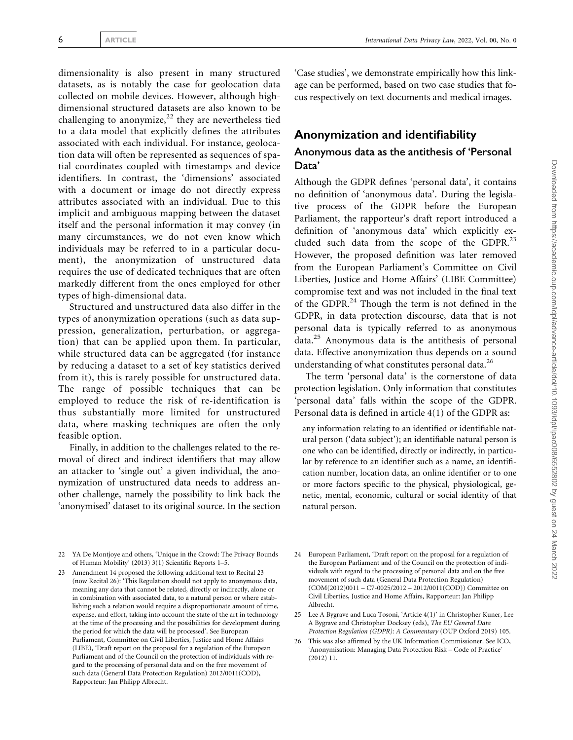dimensionality is also present in many structured datasets, as is notably the case for geolocation data collected on mobile devices. However, although high-dimensional structured datasets are also known to be challenging to anonymize,[22] they are nevertheless tied to a data model that explicitly defines the attributes associated with each individual. For instance, geolocation data will often be represented as sequences of spatial coordinates coupled with timestamps and device identifiers. In contrast, the 'dimensions' associated with a document or image do not directly express attributes associated with an individual. Due to this implicit and ambiguous mapping between the dataset itself and the personal information it may convey (in many circumstances, we do not even know which individuals may be referred to in a particular document), the anonymization of unstructured data requires the use of dedicated techniques that are often markedly different from the ones employed for other types of high-dimensional data.

Structured and unstructured data also differ in the types of anonymization operations (such as data suppression, generalization, perturbation, or aggregation) that can be applied upon them. In particular, while structured data can be aggregated (for instance by reducing a dataset to a set of key statistics derived from it), this is rarely possible for unstructured data. The range of possible techniques that can be employed to reduce the risk of re-identification is thus substantially more limited for unstructured data, where masking techniques are often the only feasible option.

Finally, in addition to the challenges related to the removal of direct and indirect identifiers that may allow an attacker to 'single out' a given individual, the anonymization of unstructured data needs to address another challenge, namely the possibility to link back the 'anonymised' dataset to its original source. In the section 'Case studies', we demonstrate empirically how this linkage can be performed, based on two case studies that focus respectively on text documents and medical images.

## Anonymization and identifiability

### Anonymous data as the antithesis of 'Personal Data'

Although the GDPR defines 'personal data', it contains no definition of 'anonymous data'. During the legislative process of the GDPR before the European Parliament, the rapporteur's draft report introduced a definition of 'anonymous data' which explicitly excluded such data from the scope of the GDPR.[23] However, the proposed definition was later removed from the European Parliament's Committee on Civil Liberties, Justice and Home Affairs' (LIBE Committee) compromise text and was not included in the final text of the GDPR.[24] Though the term is not defined in the GDPR, in data protection discourse, data that is not personal data is typically referred to as anonymous data.[25] Anonymous data is the antithesis of personal data. Effective anonymization thus depends on a sound understanding of what constitutes personal data.[26]

The term 'personal data' is the cornerstone of data protection legislation. Only information that constitutes 'personal data' falls within the scope of the GDPR. Personal data is defined in article 4(1) of the GDPR as:

> any information relating to an identified or identifiable natural person ('data subject'); an identifiable natural person is one who can be identified, directly or indirectly, in particular by reference to an identifier such as a name, an identification number, location data, an online identifier or to one or more factors specific to the physical, physiological, genetic, mental, economic, cultural or social identity of that natural person.

---

22 YA De Montjoye and others, 'Unique in the Crowd: The Privacy Bounds of Human Mobility' (2013) 3(1) Scientific Reports 1–5.

23 Amendment 14 proposed the following additional text to Recital 23 (now Recital 26): 'This Regulation should not apply to anonymous data, meaning any data that cannot be related, directly or indirectly, alone or in combination with associated data, to a natural person or where establishing such a relation would require a disproportionate amount of time, expense, and effort, taking into account the state of the art in technology at the time of the processing and the possibilities for development during the period for which the data will be processed'. See European Parliament, Committee on Civil Liberties, Justice and Home Affairs (LIBE), 'Draft report on the proposal for a regulation of the European Parliament and of the Council on the protection of individuals with regard to the processing of personal data and on the free movement of such data (General Data Protection Regulation) 2012/0011(COD), Rapporteur: Jan Philipp Albrecht.

24 European Parliament, 'Draft report on the proposal for a regulation of the European Parliament and of the Council on the protection of individuals with regard to the processing of personal data and on the free movement of such data (General Data Protection Regulation) (COM(2012)0011 – C7-0025/2012 – 2012/0011(COD)) Committee on Civil Liberties, Justice and Home Affairs, Rapporteur: Jan Philipp Albrecht.

25 Lee A Bygrave and Luca Tosoni, 'Article 4(1)' in Christopher Kuner, Lee A Bygrave and Christopher Docksey (eds), *The EU General Data Protection Regulation (GDPR): A Commentary* (OUP Oxford 2019) 105.

26 This was also affirmed by the UK Information Commissioner. See ICO, 'Anonymisation: Managing Data Protection Risk – Code of Practice' (2012) 11.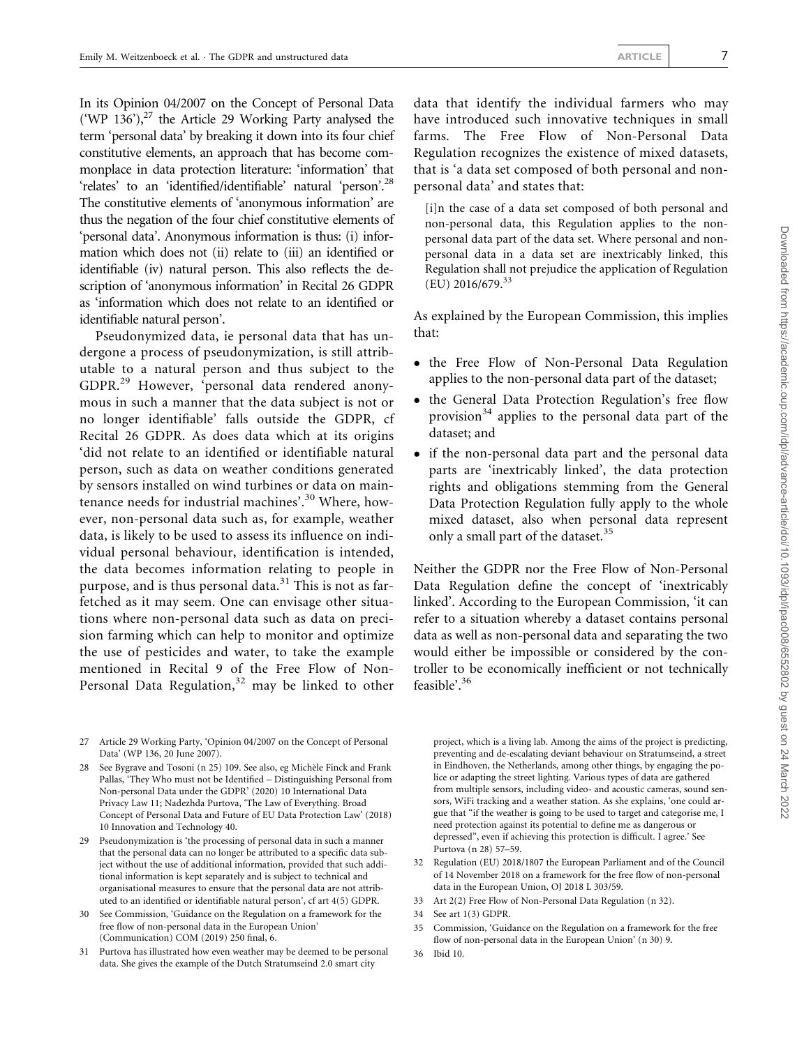In its Opinion 04/2007 on the Concept of Personal Data ('WP 136'),[27] the Article 29 Working Party analysed the term 'personal data' by breaking it down into its four chief constitutive elements, an approach that has become commonplace in data protection literature: 'information' that 'relates' to an 'identified/identifiable' natural 'person'.[28] The constitutive elements of 'anonymous information' are thus the negation of the four chief constitutive elements of 'personal data'. Anonymous information is thus: (i) information which does not (ii) relate to (iii) an identified or identifiable (iv) natural person. This also reflects the description of 'anonymous information' in Recital 26 GDPR as 'information which does not relate to an identified or identifiable natural person'.

Pseudonymized data, ie personal data that has undergone a process of pseudonymization, is still attributable to a natural person and thus subject to the GDPR.[29] However, 'personal data rendered anonymous in such a manner that the data subject is not or no longer identifiable' falls outside the GDPR, cf Recital 26 GDPR. As does data which at its origins 'did not relate to an identified or identifiable natural person, such as data on weather conditions generated by sensors installed on wind turbines or data on maintenance needs for industrial machines'.[30] Where, however, non-personal data such as, for example, weather data, is likely to be used to assess its influence on individual personal behaviour, identification is intended, the data becomes information relating to people in purpose, and is thus personal data.[31] This is not as far-fetched as it may seem. One can envisage other situations where non-personal data such as data on precision farming which can help to monitor and optimize the use of pesticides and water, to take the example mentioned in Recital 9 of the Free Flow of Non-Personal Data Regulation,[32] may be linked to other data that identify the individual farmers who may have introduced such innovative techniques in small farms. The Free Flow of Non-Personal Data Regulation recognizes the existence of mixed datasets, that is 'a data set composed of both personal and non-personal data' and states that:

> [i]n the case of a data set composed of both personal and non-personal data, this Regulation applies to the non-personal data part of the data set. Where personal and non-personal data in a data set are inextricably linked, this Regulation shall not prejudice the application of Regulation (EU) 2016/679.[33]

As explained by the European Commission, this implies that:

- the Free Flow of Non-Personal Data Regulation applies to the non-personal data part of the dataset;
- the General Data Protection Regulation's free flow provision[34] applies to the personal data part of the dataset; and
- if the non-personal data part and the personal data parts are 'inextricably linked', the data protection rights and obligations stemming from the General Data Protection Regulation fully apply to the whole mixed dataset, also when personal data represent only a small part of the dataset.[35]

Neither the GDPR nor the Free Flow of Non-Personal Data Regulation define the concept of 'inextricably linked'. According to the European Commission, 'it can refer to a situation whereby a dataset contains personal data as well as non-personal data and separating the two would either be impossible or considered by the controller to be economically inefficient or not technically feasible'.[36]

---

27 Article 29 Working Party, 'Opinion 04/2007 on the Concept of Personal Data' (WP 136, 20 June 2007).

28 See Bygrave and Tosoni (n 25) 109. See also, eg Michèle Finck and Frank Pallas, 'They Who must not be Identified – Distinguishing Personal from Non-personal Data under the GDPR' (2020) 10 International Data Privacy Law 11; Nadezhda Purtova, 'The Law of Everything. Broad Concept of Personal Data and Future of EU Data Protection Law' (2018) 10 Innovation and Technology 40.

29 Pseudonymization is 'the processing of personal data in such a manner that the personal data can no longer be attributed to a specific data subject without the use of additional information, provided that such additional information is kept separately and is subject to technical and organisational measures to ensure that the personal data are not attributed to an identified or identifiable natural person', cf art 4(5) GDPR.

30 See Commission, 'Guidance on the Regulation on a framework for the free flow of non-personal data in the European Union' (Communication) COM (2019) 250 final, 6.

31 Purtova has illustrated how even weather may be deemed to be personal data. She gives the example of the Dutch Stratumseind 2.0 smart city project, which is a living lab. Among the aims of the project is predicting, preventing and de-escalating deviant behaviour on Stratumseind, a street in Eindhoven, the Netherlands, among other things, by engaging the police or adapting the street lighting. Various types of data are gathered from multiple sensors, including video- and acoustic cameras, sound sensors, WiFi tracking and a weather station. As she explains, 'one could argue that "if the weather is going to be used to target and categorise me, I need protection against its potential to define me as dangerous or depressed", even if achieving this protection is difficult. I agree.' See Purtova (n 28) 57–59.

32 Regulation (EU) 2018/1807 the European Parliament and of the Council of 14 November 2018 on a framework for the free flow of non-personal data in the European Union, OJ 2018 L 303/59.

33 Art 2(2) Free Flow of Non-Personal Data Regulation (n 32).

34 See art 1(3) GDPR.

35 Commission, 'Guidance on the Regulation on a framework for the free flow of non-personal data in the European Union' (n 30) 9.

36 Ibid 10.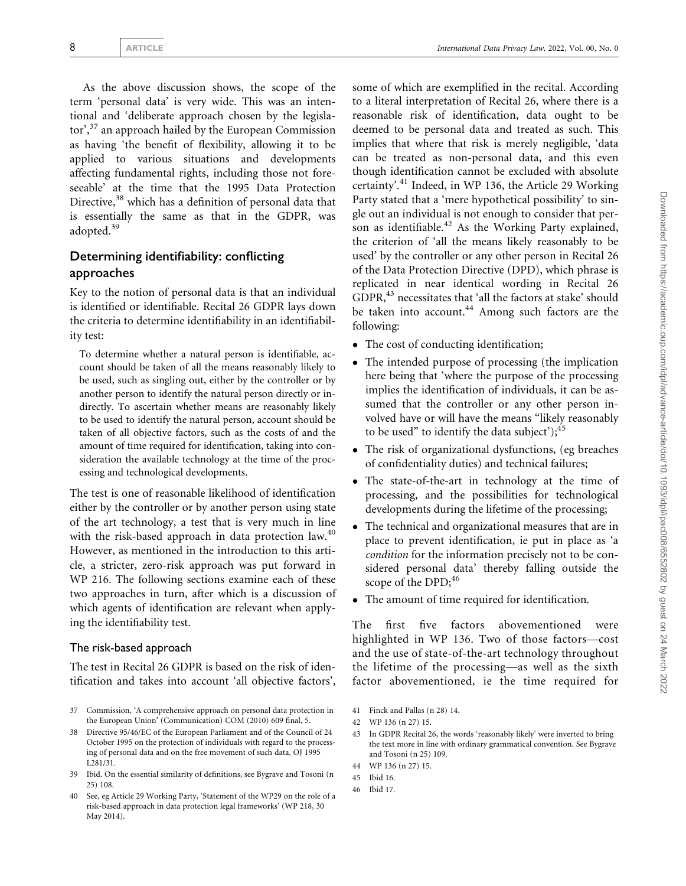As the above discussion shows, the scope of the term 'personal data' is very wide. This was an intentional and 'deliberate approach chosen by the legislator',[37] an approach hailed by the European Commission as having 'the benefit of flexibility, allowing it to be applied to various situations and developments affecting fundamental rights, including those not foreseeable' at the time that the 1995 Data Protection Directive,[38] which has a definition of personal data that is essentially the same as that in the GDPR, was adopted.[39]

## Determining identifiability: conflicting approaches

Key to the notion of personal data is that an individual is identified or identifiable. Recital 26 GDPR lays down the criteria to determine identifiability in an identifiability test:

> To determine whether a natural person is identifiable, account should be taken of all the means reasonably likely to be used, such as singling out, either by the controller or by another person to identify the natural person directly or indirectly. To ascertain whether means are reasonably likely to be used to identify the natural person, account should be taken of all objective factors, such as the costs of and the amount of time required for identification, taking into consideration the available technology at the time of the processing and technological developments.

The test is one of reasonable likelihood of identification either by the controller or by another person using state of the art technology, a test that is very much in line with the risk-based approach in data protection law.[40] However, as mentioned in the introduction to this article, a stricter, zero-risk approach was put forward in WP 216. The following sections examine each of these two approaches in turn, after which is a discussion of which agents of identification are relevant when applying the identifiability test.

### The risk-based approach

The test in Recital 26 GDPR is based on the risk of identification and takes into account 'all objective factors', some of which are exemplified in the recital. According to a literal interpretation of Recital 26, where there is a reasonable risk of identification, data ought to be deemed to be personal data and treated as such. This implies that where that risk is merely negligible, 'data can be treated as non-personal data, and this even though identification cannot be excluded with absolute certainty'.[41] Indeed, in WP 136, the Article 29 Working Party stated that a 'mere hypothetical possibility' to single out an individual is not enough to consider that person as identifiable.[42] As the Working Party explained, the criterion of 'all the means likely reasonably to be used' by the controller or any other person in Recital 26 of the Data Protection Directive (DPD), which phrase is replicated in near identical wording in Recital 26 GDPR,[43] necessitates that 'all the factors at stake' should be taken into account.[44] Among such factors are the following:

- The cost of conducting identification;
- The intended purpose of processing (the implication here being that 'where the purpose of the processing implies the identification of individuals, it can be assumed that the controller or any other person involved have or will have the means "likely reasonably to be used" to identify the data subject');[45]
- The risk of organizational dysfunctions, (eg breaches of confidentiality duties) and technical failures;
- The state-of-the-art in technology at the time of processing, and the possibilities for technological developments during the lifetime of the processing;
- The technical and organizational measures that are in place to prevent identification, ie put in place as 'a *condition* for the information precisely not to be considered personal data' thereby falling outside the scope of the DPD;[46]
- The amount of time required for identification.

The first five factors abovementioned were highlighted in WP 136. Two of those factors—cost and the use of state-of-the-art technology throughout the lifetime of the processing—as well as the sixth factor abovementioned, ie the time required for

37 Commission, 'A comprehensive approach on personal data protection in the European Union' (Communication) COM (2010) 609 final, 5.

38 Directive 95/46/EC of the European Parliament and of the Council of 24 October 1995 on the protection of individuals with regard to the processing of personal data and on the free movement of such data, OJ 1995 L281/31.

39 Ibid. On the essential similarity of definitions, see Bygrave and Tosoni (n 25) 108.

40 See, eg Article 29 Working Party, 'Statement of the WP29 on the role of a risk-based approach in data protection legal frameworks' (WP 218, 30 May 2014).

41 Finck and Pallas (n 28) 14.

42 WP 136 (n 27) 15.

43 In GDPR Recital 26, the words 'reasonably likely' were inverted to bring the text more in line with ordinary grammatical convention. See Bygrave and Tosoni (n 25) 109.

44 WP 136 (n 27) 15.

45 Ibid 16.

46 Ibid 17.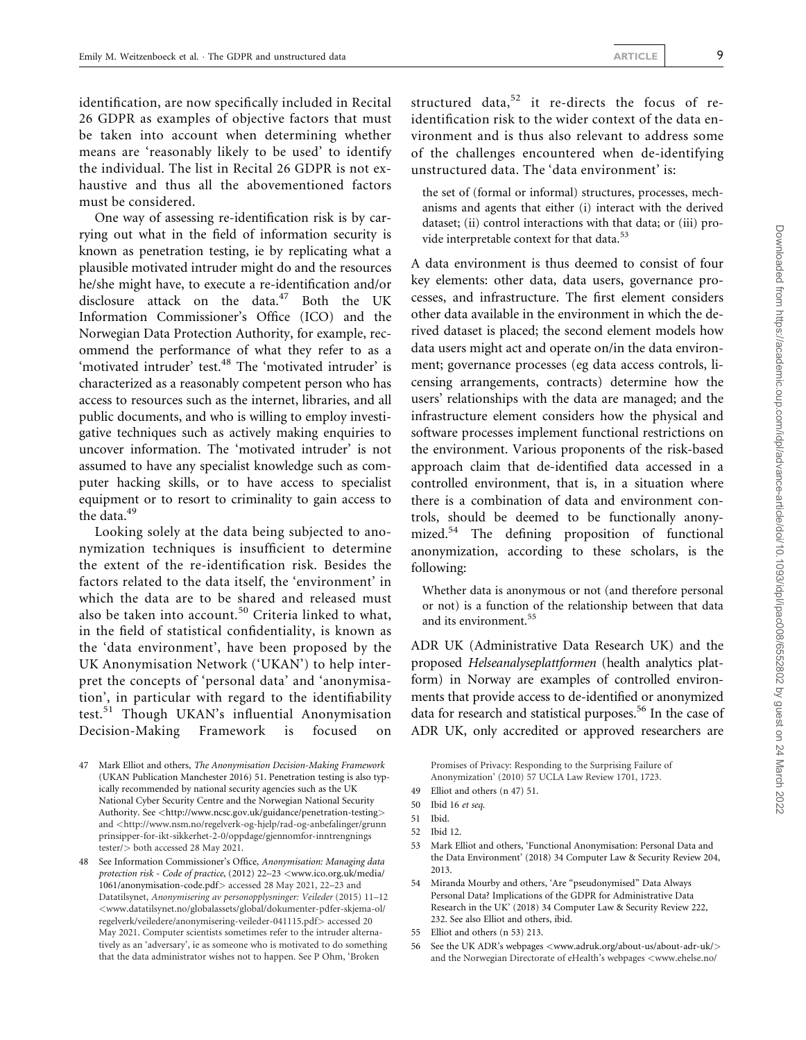identification, are now specifically included in Recital 26 GDPR as examples of objective factors that must be taken into account when determining whether means are 'reasonably likely to be used' to identify the individual. The list in Recital 26 GDPR is not exhaustive and thus all the abovementioned factors must be considered.

One way of assessing re-identification risk is by carrying out what in the field of information security is known as penetration testing, ie by replicating what a plausible motivated intruder might do and the resources he/she might have, to execute a re-identification and/or disclosure attack on the data.[47] Both the UK Information Commissioner's Office (ICO) and the Norwegian Data Protection Authority, for example, recommend the performance of what they refer to as a 'motivated intruder' test.[48] The 'motivated intruder' is characterized as a reasonably competent person who has access to resources such as the internet, libraries, and all public documents, and who is willing to employ investigative techniques such as actively making enquiries to uncover information. The 'motivated intruder' is not assumed to have any specialist knowledge such as computer hacking skills, or to have access to specialist equipment or to resort to criminality to gain access to the data.[49]

Looking solely at the data being subjected to anonymization techniques is insufficient to determine the extent of the re-identification risk. Besides the factors related to the data itself, the 'environment' in which the data are to be shared and released must also be taken into account.[50] Criteria linked to what, in the field of statistical confidentiality, is known as the 'data environment', have been proposed by the UK Anonymisation Network ('UKAN') to help interpret the concepts of 'personal data' and 'anonymisation', in particular with regard to the identifiability test.[51] Though UKAN's influential Anonymisation Decision-Making Framework is focused on structured data,[52] it re-directs the focus of re-identification risk to the wider context of the data environment and is thus also relevant to address some of the challenges encountered when de-identifying unstructured data. The 'data environment' is:

> the set of (formal or informal) structures, processes, mechanisms and agents that either (i) interact with the derived dataset; (ii) control interactions with that data; or (iii) provide interpretable context for that data.[53]

A data environment is thus deemed to consist of four key elements: other data, data users, governance processes, and infrastructure. The first element considers other data available in the environment in which the derived dataset is placed; the second element models how data users might act and operate on/in the data environment; governance processes (eg data access controls, licensing arrangements, contracts) determine how the users' relationships with the data are managed; and the infrastructure element considers how the physical and software processes implement functional restrictions on the environment. Various proponents of the risk-based approach claim that de-identified data accessed in a controlled environment, that is, in a situation where there is a combination of data and environment controls, should be deemed to be functionally anonymized.[54] The defining proposition of functional anonymization, according to these scholars, is the following:

> Whether data is anonymous or not (and therefore personal or not) is a function of the relationship between that data and its environment.[55]

ADR UK (Administrative Data Research UK) and the proposed *Helseanalyseplattformen* (health analytics platform) in Norway are examples of controlled environments that provide access to de-identified or anonymized data for research and statistical purposes.[56] In the case of ADR UK, only accredited or approved researchers are

---

47 Mark Elliot and others, *The Anonymisation Decision-Making Framework* (UKAN Publication Manchester 2016) 51. Penetration testing is also typically recommended by national security agencies such as the UK National Cyber Security Centre and the Norwegian National Security Authority. See <http://www.ncsc.gov.uk/guidance/penetration-testing> and <http://www.nsm.no/regelverk-og-hjelp/rad-og-anbefalinger/grunnprinsipper-for-ikt-sikkerhet-2-0/oppdage/gjennomfor-inntrengningstester/> both accessed 28 May 2021.

48 See Information Commissioner's Office, *Anonymisation: Managing data protection risk - Code of practice*, (2012) 22–23 <www.ico.org.uk/media/1061/anonymisation-code.pdf> accessed 28 May 2021, 22–23 and Datatilsynet, *Anonymisering av personopplysninger: Veileder* (2015) 11–12 <www.datatilsynet.no/globalassets/global/dokumenter-pdfer-skjema-ol/regelverk/veiledere/anonymisering-veileder-041115.pdf> accessed 20 May 2021. Computer scientists sometimes refer to the intruder alternatively as an 'adversary', ie as someone who is motivated to do something that the data administrator wishes not to happen. See P Ohm, 'Broken Promises of Privacy: Responding to the Surprising Failure of Anonymization' (2010) 57 UCLA Law Review 1701, 1723.

49 Elliot and others (n 47) 51.

50 Ibid 16 *et seq.*

51 Ibid.

52 Ibid 12.

53 Mark Elliot and others, 'Functional Anonymisation: Personal Data and the Data Environment' (2018) 34 Computer Law & Security Review 204, 2013.

54 Miranda Mourby and others, 'Are "pseudonymised" Data Always Personal Data? Implications of the GDPR for Administrative Data Research in the UK' (2018) 34 Computer Law & Security Review 222, 232. See also Elliot and others, ibid.

55 Elliot and others (n 53) 213.

56 See the UK ADR's webpages <www.adruk.org/about-us/about-adr-uk/> and the Norwegian Directorate of eHealth's webpages <www.ehelse.no/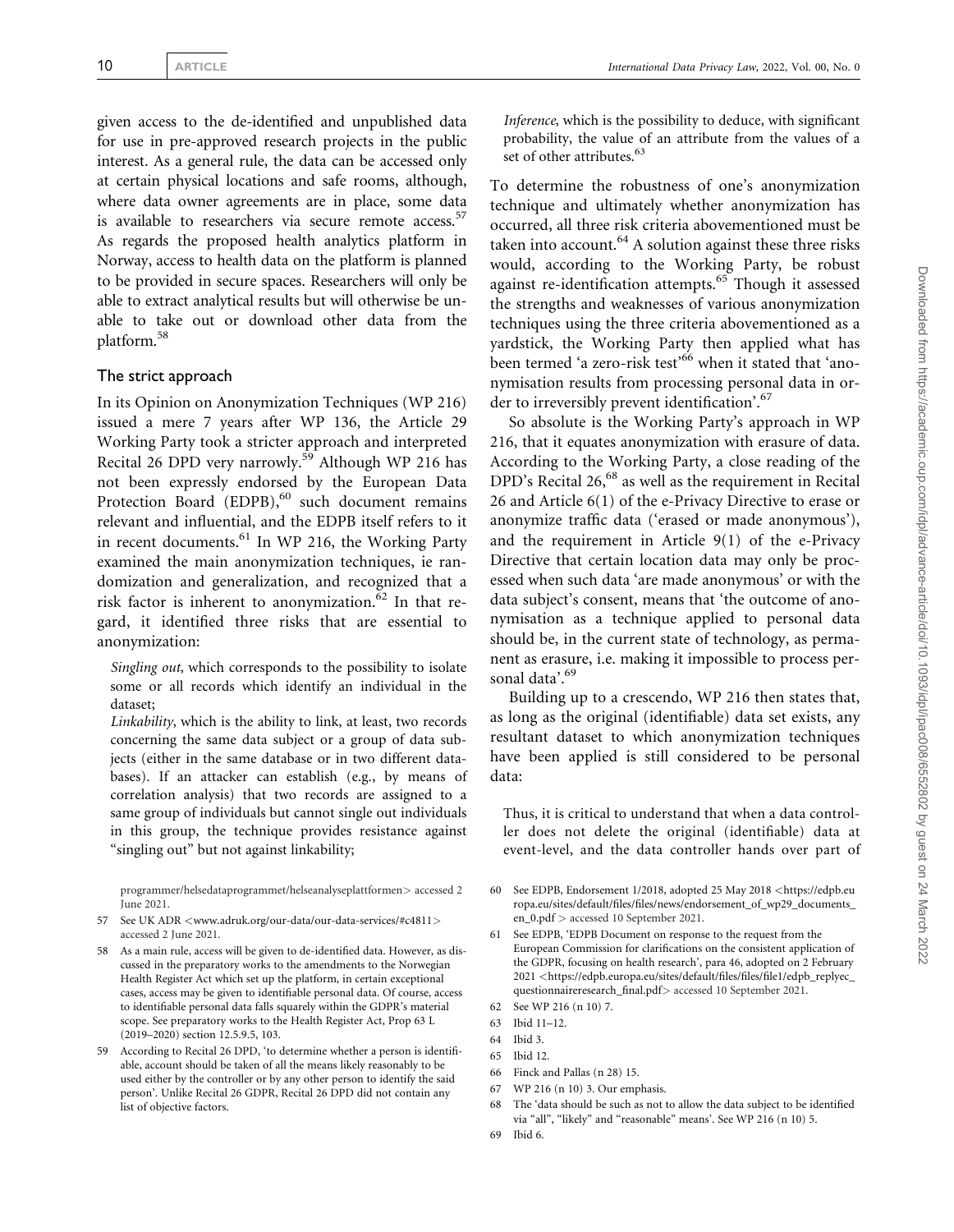given access to the de-identified and unpublished data for use in pre-approved research projects in the public interest. As a general rule, the data can be accessed only at certain physical locations and safe rooms, although, where data owner agreements are in place, some data is available to researchers via secure remote access.[57] As regards the proposed health analytics platform in Norway, access to health data on the platform is planned to be provided in secure spaces. Researchers will only be able to extract analytical results but will otherwise be unable to take out or download other data from the platform.[58]

### The strict approach

In its Opinion on Anonymization Techniques (WP 216) issued a mere 7 years after WP 136, the Article 29 Working Party took a stricter approach and interpreted Recital 26 DPD very narrowly.[59] Although WP 216 has not been expressly endorsed by the European Data Protection Board (EDPB),[60] such document remains relevant and influential, and the EDPB itself refers to it in recent documents.[61] In WP 216, the Working Party examined the main anonymization techniques, ie randomization and generalization, and recognized that a risk factor is inherent to anonymization.[62] In that regard, it identified three risks that are essential to anonymization:

> *Singling out*, which corresponds to the possibility to isolate some or all records which identify an individual in the dataset;
>
> *Linkability*, which is the ability to link, at least, two records concerning the same data subject or a group of data subjects (either in the same database or in two different databases). If an attacker can establish (e.g., by means of correlation analysis) that two records are assigned to a same group of individuals but cannot single out individuals in this group, the technique provides resistance against "singling out" but not against linkability;
>
> *Inference*, which is the possibility to deduce, with significant probability, the value of an attribute from the values of a set of other attributes.[63]

To determine the robustness of one's anonymization technique and ultimately whether anonymization has occurred, all three risk criteria abovementioned must be taken into account.[64] A solution against these three risks would, according to the Working Party, be robust against re-identification attempts.[65] Though it assessed the strengths and weaknesses of various anonymization techniques using the three criteria abovementioned as a yardstick, the Working Party then applied what has been termed 'a zero-risk test'[66] when it stated that 'anonymisation results from processing personal data in order to *irreversibly* prevent identification'.[67]

So absolute is the Working Party's approach in WP 216, that it equates anonymization with erasure of data. According to the Working Party, a close reading of the DPD's Recital 26,[68] as well as the requirement in Recital 26 and Article 6(1) of the e-Privacy Directive to erase or anonymize traffic data ('erased or made anonymous'), and the requirement in Article 9(1) of the e-Privacy Directive that certain location data may only be processed when such data 'are made anonymous' or with the data subject's consent, means that 'the outcome of anonymisation as a technique applied to personal data should be, in the current state of technology, as permanent as erasure, i.e. making it impossible to process personal data'.[69]

Building up to a crescendo, WP 216 then states that, as long as the original (identifiable) data set exists, any resultant dataset to which anonymization techniques have been applied is still considered to be personal data:

> Thus, it is critical to understand that when a data controller does not delete the original (identifiable) data at event-level, and the data controller hands over part of

---

programmer/helsedataprogrammet/helseanalyseplattformen> accessed 2 June 2021.

57 See UK ADR <www.adruk.org/our-data/our-data-services/#c4811> accessed 2 June 2021.

58 As a main rule, access will be given to de-identified data. However, as discussed in the preparatory works to the amendments to the Norwegian Health Register Act which set up the platform, in certain exceptional cases, access may be given to identifiable personal data. Of course, access to identifiable personal data falls squarely within the GDPR's material scope. See preparatory works to the Health Register Act, Prop 63 L (2019–2020) section 12.5.9.5, 103.

59 According to Recital 26 DPD, 'to determine whether a person is identifiable, account should be taken of all the means likely reasonably to be used either by the controller or by any other person to identify the said person'. Unlike Recital 26 GDPR, Recital 26 DPD did not contain any list of objective factors.

60 See EDPB, Endorsement 1/2018, adopted 25 May 2018 <https://edpb.europa.eu/sites/default/files/files/news/endorsement_of_wp29_documents_en_0.pdf > accessed 10 September 2021.

61 See EDPB, 'EDPB Document on response to the request from the European Commission for clarifications on the consistent application of the GDPR, focusing on health research', para 46, adopted on 2 February 2021 <https://edpb.europa.eu/sites/default/files/files/file1/edpb_replyec_questionnaireresearch_final.pdf> accessed 10 September 2021.

62 See WP 216 (n 10) 7.

63 Ibid 11–12.

64 Ibid 3.

65 Ibid 12.

66 Finck and Pallas (n 28) 15.

67 WP 216 (n 10) 3. Our emphasis.

68 The 'data should be such as not to allow the data subject to be identified via "all", "likely" and "reasonable" means'. See WP 216 (n 10) 5.

69 Ibid 6.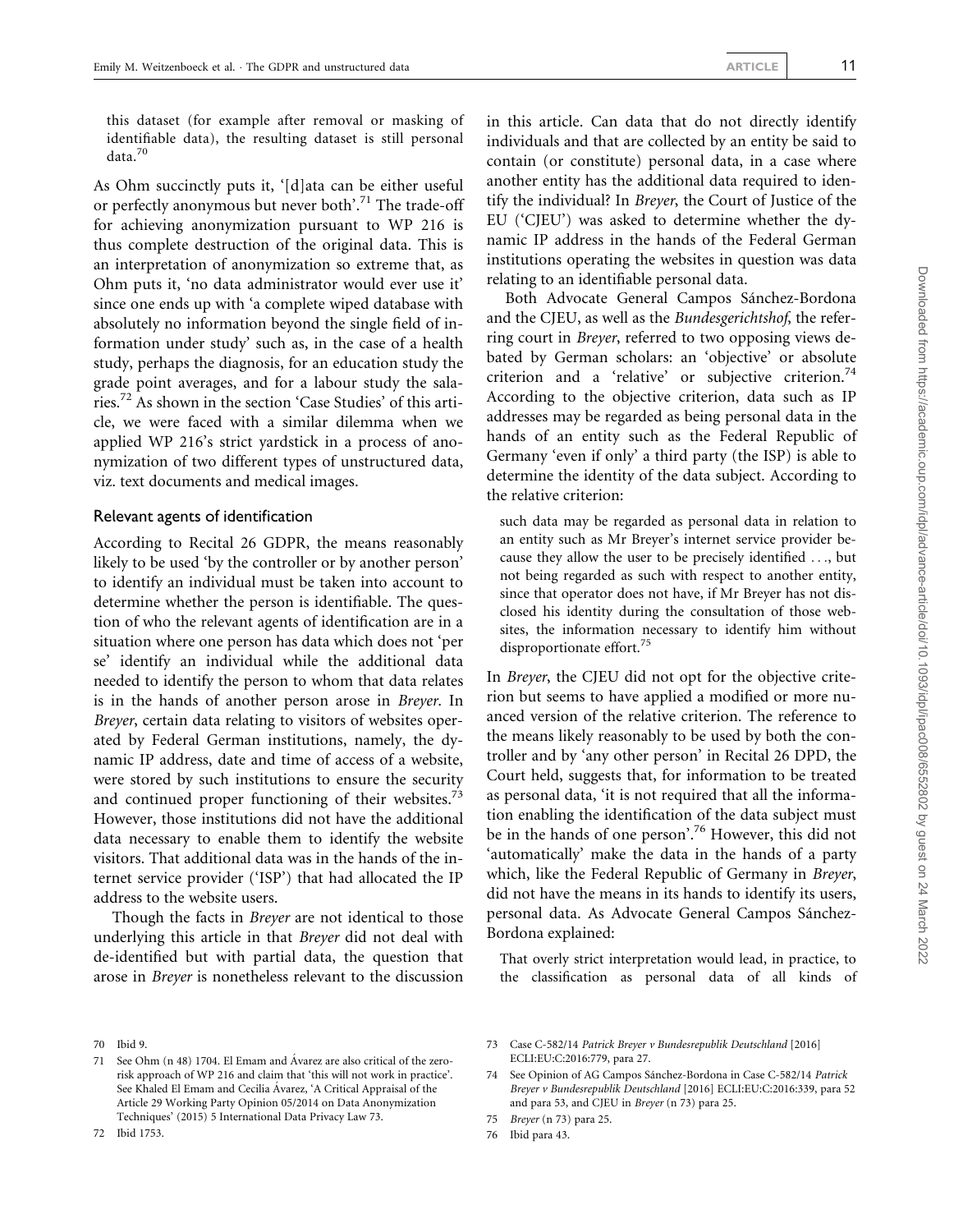this dataset (for example after removal or masking of identifiable data), the resulting dataset is still personal data.[70]

As Ohm succinctly puts it, '[d]ata can be either useful or perfectly anonymous but never both'.[71] The trade-off for achieving anonymization pursuant to WP 216 is thus complete destruction of the original data. This is an interpretation of anonymization so extreme that, as Ohm puts it, 'no data administrator would ever use it' since one ends up with 'a complete wiped database with absolutely no information beyond the single field of information under study' such as, in the case of a health study, perhaps the diagnosis, for an education study the grade point averages, and for a labour study the salaries.[72] As shown in the section 'Case Studies' of this article, we were faced with a similar dilemma when we applied WP 216's strict yardstick in a process of anonymization of two different types of unstructured data, viz. text documents and medical images.

### Relevant agents of identification

According to Recital 26 GDPR, the means reasonably likely to be used 'by the controller or by another person' to identify an individual must be taken into account to determine whether the person is identifiable. The question of who the relevant agents of identification are in a situation where one person has data which does not 'per se' identify an individual while the additional data needed to identify the person to whom that data relates is in the hands of another person arose in *Breyer*. In *Breyer*, certain data relating to visitors of websites operated by Federal German institutions, namely, the dynamic IP address, date and time of access of a website, were stored by such institutions to ensure the security and continued proper functioning of their websites.[73] However, those institutions did not have the additional data necessary to enable them to identify the website visitors. That additional data was in the hands of the internet service provider ('ISP') that had allocated the IP address to the website users.

Though the facts in *Breyer* are not identical to those underlying this article in that *Breyer* did not deal with de-identified but with partial data, the question that arose in *Breyer* is nonetheless relevant to the discussion in this article. Can data that do not directly identify individuals and that are collected by an entity be said to contain (or constitute) personal data, in a case where another entity has the additional data required to identify the individual? In *Breyer*, the Court of Justice of the EU ('CJEU') was asked to determine whether the dynamic IP address in the hands of the Federal German institutions operating the websites in question was data relating to an identifiable personal data.

Both Advocate General Campos Sánchez-Bordona and the CJEU, as well as the *Bundesgerichtshof*, the referring court in *Breyer*, referred to two opposing views debated by German scholars: an 'objective' or absolute criterion and a 'relative' or subjective criterion.[74] According to the objective criterion, data such as IP addresses may be regarded as being personal data in the hands of an entity such as the Federal Republic of Germany 'even if only' a third party (the ISP) is able to determine the identity of the data subject. According to the relative criterion:

> such data may be regarded as personal data in relation to an entity such as Mr Breyer's internet service provider because they allow the user to be precisely identified ..., but not being regarded as such with respect to another entity, since that operator does not have, if Mr Breyer has not disclosed his identity during the consultation of those websites, the information necessary to identify him without disproportionate effort.[75]

In *Breyer*, the CJEU did not opt for the objective criterion but seems to have applied a modified or more nuanced version of the relative criterion. The reference to the means likely reasonably to be used by both the controller and by 'any other person' in Recital 26 DPD, the Court held, suggests that, for information to be treated as personal data, 'it is not required that all the information enabling the identification of the data subject must be in the hands of one person'.[76] However, this did not 'automatically' make the data in the hands of a party which, like the Federal Republic of Germany in *Breyer*, did not have the means in its hands to identify its users, personal data. As Advocate General Campos Sánchez-Bordona explained:

> That overly strict interpretation would lead, in practice, to the classification as personal data of all kinds of

---

70 Ibid 9.

71 See Ohm (n 48) 1704. El Emam and Ávarez are also critical of the zero-risk approach of WP 216 and claim that 'this will not work in practice'. See Khaled El Emam and Cecilia Ávarez, 'A Critical Appraisal of the Article 29 Working Party Opinion 05/2014 on Data Anonymization Techniques' (2015) 5 International Data Privacy Law 73.

72 Ibid 1753.

73 Case C-582/14 *Patrick Breyer v Bundesrepublik Deutschland* [2016] ECLI:EU:C:2016:779, para 27.

74 See Opinion of AG Campos Sánchez-Bordona in Case C-582/14 *Patrick Breyer v Bundesrepublik Deutschland* [2016] ECLI:EU:C:2016:339, para 52 and para 53, and CJEU in *Breyer* (n 73) para 25.

75 *Breyer* (n 73) para 25.

76 Ibid para 43.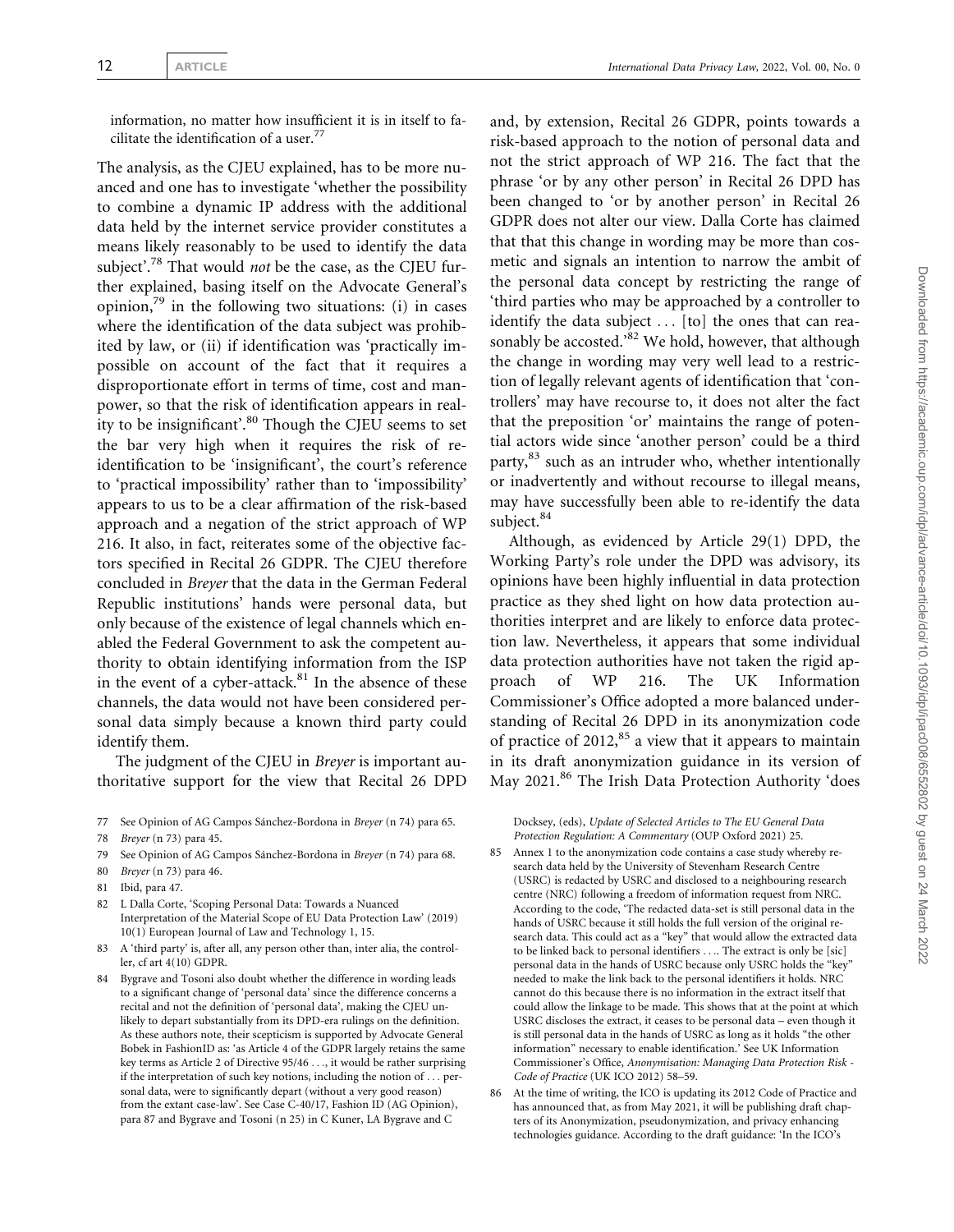information, no matter how insufficient it is in itself to facilitate the identification of a user.[77]

The analysis, as the CJEU explained, has to be more nuanced and one has to investigate 'whether the possibility to combine a dynamic IP address with the additional data held by the internet service provider constitutes a means likely reasonably to be used to identify the data subject'.[78] That would *not* be the case, as the CJEU further explained, basing itself on the Advocate General's opinion,[79] in the following two situations: (i) in cases where the identification of the data subject was prohibited by law, or (ii) if identification was 'practically impossible on account of the fact that it requires a disproportionate effort in terms of time, cost and manpower, so that the risk of identification appears in reality to be insignificant'.[80] Though the CJEU seems to set the bar very high when it requires the risk of re-identification to be 'insignificant', the court's reference to 'practical impossibility' rather than to 'impossibility' appears to us to be a clear affirmation of the risk-based approach and a negation of the strict approach of WP 216. It also, in fact, reiterates some of the objective factors specified in Recital 26 GDPR. The CJEU therefore concluded in *Breyer* that the data in the German Federal Republic institutions' hands were personal data, but only because of the existence of legal channels which enabled the Federal Government to ask the competent authority to obtain identifying information from the ISP in the event of a cyber-attack.[81] In the absence of these channels, the data would not have been considered personal data simply because a known third party could identify them.

The judgment of the CJEU in *Breyer* is important authoritative support for the view that Recital 26 DPD and, by extension, Recital 26 GDPR, points towards a risk-based approach to the notion of personal data and not the strict approach of WP 216. The fact that the phrase 'or by any other person' in Recital 26 DPD has been changed to 'or by another person' in Recital 26 GDPR does not alter our view. Dalla Corte has claimed that that this change in wording may be more than cosmetic and signals an intention to narrow the ambit of the personal data concept by restricting the range of 'third parties who may be approached by a controller to identify the data subject ... [to] the ones that can reasonably be accosted.'[82] We hold, however, that although the change in wording may very well lead to a restriction of legally relevant agents of identification that 'controllers' may have recourse to, it does not alter the fact that the preposition 'or' maintains the range of potential actors wide since 'another person' could be a third party,[83] such as an intruder who, whether intentionally or inadvertently and without recourse to illegal means, may have successfully been able to re-identify the data subject.[84]

Although, as evidenced by Article 29(1) DPD, the Working Party's role under the DPD was advisory, its opinions have been highly influential in data protection practice as they shed light on how data protection authorities interpret and are likely to enforce data protection law. Nevertheless, it appears that some individual data protection authorities have not taken the rigid approach of WP 216. The UK Information Commissioner's Office adopted a more balanced understanding of Recital 26 DPD in its anonymization code of practice of 2012,[85] a view that it appears to maintain in its draft anonymization guidance in its version of May 2021.[86] The Irish Data Protection Authority 'does

---

77 See Opinion of AG Campos Sánchez-Bordona in *Breyer* (n 74) para 65.

78 *Breyer* (n 73) para 45.

79 See Opinion of AG Campos Sánchez-Bordona in *Breyer* (n 74) para 68.

80 *Breyer* (n 73) para 46.

81 Ibid, para 47.

82 L Dalla Corte, 'Scoping Personal Data: Towards a Nuanced Interpretation of the Material Scope of EU Data Protection Law' (2019) 10(1) European Journal of Law and Technology 1, 15.

83 A 'third party' is, after all, any person other than, inter alia, the controller, cf art 4(10) GDPR.

84 Bygrave and Tosoni also doubt whether the difference in wording leads to a significant change of 'personal data' since the difference concerns a recital and not the definition of 'personal data', making the CJEU unlikely to depart substantially from its DPD-era rulings on the definition. As these authors note, their scepticism is supported by Advocate General Bobek in FashionID as: 'as Article 4 of the GDPR largely retains the same key terms as Article 2 of Directive 95/46 ..., it would be rather surprising if the interpretation of such key notions, including the notion of ... personal data, were to significantly depart (without a very good reason) from the extant case-law'. See Case C-40/17, Fashion ID (AG Opinion), para 87 and Bygrave and Tosoni (n 25) in C Kuner, LA Bygrave and C Docksey, (eds), *Update of Selected Articles to The EU General Data Protection Regulation: A Commentary* (OUP Oxford 2021) 25.

85 Annex 1 to the anonymization code contains a case study whereby research data held by the University of Stevenham Research Centre (USRC) is redacted by USRC and disclosed to a neighbouring research centre (NRC) following a freedom of information request from NRC. According to the code, 'The redacted data-set is still personal data in the hands of USRC because it still holds the full version of the original research data. This could act as a "key" that would allow the extracted data to be linked back to personal identifiers .... The extract is only be [sic] personal data in the hands of USRC because only USRC holds the "key" needed to make the link back to the personal identifiers it holds. NRC cannot do this because there is no information in the extract itself that could allow the linkage to be made. This shows that at the point at which USRC discloses the extract, it ceases to be personal data – even though it is still personal data in the hands of USRC as long as it holds "the other information" necessary to enable identification.' See UK Information Commissioner's Office, *Anonymisation: Managing Data Protection Risk - Code of Practice* (UK ICO 2012) 58–59.

86 At the time of writing, the ICO is updating its 2012 Code of Practice and has announced that, as from May 2021, it will be publishing draft chapters of its Anonymization, pseudonymization, and privacy enhancing technologies guidance. According to the draft guidance: 'In the ICO's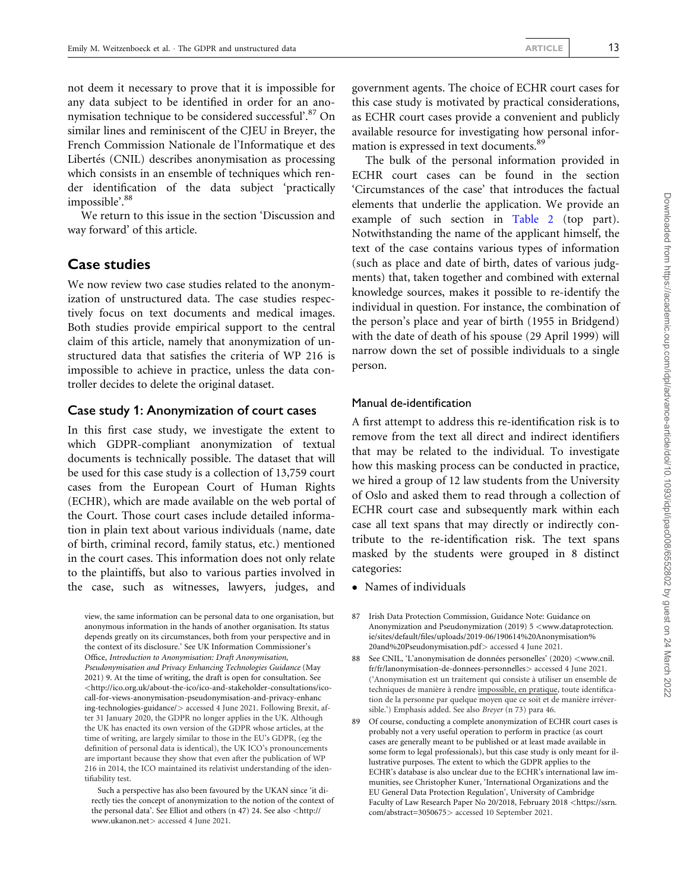not deem it necessary to prove that it is impossible for any data subject to be identified in order for an anonymisation technique to be considered successful'.[87] On similar lines and reminiscent of the CJEU in Breyer, the French Commission Nationale de l'Informatique et des Libertés (CNIL) describes anonymisation as processing which consists in an ensemble of techniques which render identification of the data subject 'practically impossible'.[88]

We return to this issue in the section 'Discussion and way forward' of this article.

## Case studies

We now review two case studies related to the anonymization of unstructured data. The case studies respectively focus on text documents and medical images. Both studies provide empirical support to the central claim of this article, namely that anonymization of unstructured data that satisfies the criteria of WP 216 is impossible to achieve in practice, unless the data controller decides to delete the original dataset.

### Case study 1: Anonymization of court cases

In this first case study, we investigate the extent to which GDPR-compliant anonymization of textual documents is technically possible. The dataset that will be used for this case study is a collection of 13,759 court cases from the European Court of Human Rights (ECHR), which are made available on the web portal of the Court. Those court cases include detailed information in plain text about various individuals (name, date of birth, criminal record, family status, etc.) mentioned in the court cases. This information does not only relate to the plaintiffs, but also to various parties involved in the case, such as witnesses, lawyers, judges, and government agents. The choice of ECHR court cases for this case study is motivated by practical considerations, as ECHR court cases provide a convenient and publicly available resource for investigating how personal information is expressed in text documents.[89]

The bulk of the personal information provided in ECHR court cases can be found in the section 'Circumstances of the case' that introduces the factual elements that underlie the application. We provide an example of such section in Table 2 (top part). Notwithstanding the name of the applicant himself, the text of the case contains various types of information (such as place and date of birth, dates of various judgments) that, taken together and combined with external knowledge sources, makes it possible to re-identify the individual in question. For instance, the combination of the person's place and year of birth (1955 in Bridgend) with the date of death of his spouse (29 April 1999) will narrow down the set of possible individuals to a single person.

#### Manual de-identification

A first attempt to address this re-identification risk is to remove from the text all direct and indirect identifiers that may be related to the individual. To investigate how this masking process can be conducted in practice, we hired a group of 12 law students from the University of Oslo and asked them to read through a collection of ECHR court case and subsequently mark within each case all text spans that may directly or indirectly contribute to the re-identification risk. The text spans masked by the students were grouped in 8 distinct categories:

- Names of individuals

---

view, the same information can be personal data to one organisation, but anonymous information in the hands of another organisation. Its status depends greatly on its circumstances, both from your perspective and in the context of its disclosure.' See UK Information Commissioner's Office, *Introduction to Anonymisation: Draft Anonymisation, Pseudonymisation and Privacy Enhancing Technologies Guidance* (May 2021) 9. At the time of writing, the draft is open for consultation. See <http://ico.org.uk/about-the-ico/ico-and-stakeholder-consultations/ico-call-for-views-anonymisation-pseudonymisation-and-privacy-enhancing-technologies-guidance/> accessed 4 June 2021. Following Brexit, after 31 January 2020, the GDPR no longer applies in the UK. Although the UK has enacted its own version of the GDPR whose articles, at the time of writing, are largely similar to those in the EU's GDPR, (eg the definition of personal data is identical), the UK ICO's pronouncements are important because they show that even after the publication of WP 216 in 2014, the ICO maintained its relativist understanding of the identifiability test.

Such a perspective has also been favoured by the UKAN since 'it directly ties the concept of anonymization to the notion of the context of the personal data'. See Elliot and others (n 47) 24. See also <http://www.ukanon.net> accessed 4 June 2021.

87 Irish Data Protection Commission, Guidance Note: Guidance on Anonymization and Pseudonymization (2019) 5 <www.dataprotection.ie/sites/default/files/uploads/2019-06/190614%20Anonymisation%20and%20Pseudonymisation.pdf> accessed 4 June 2021.

88 See CNIL, 'L'anonymisation de données personelles' (2020) <www.cnil.fr/fr/lanonymisation-de-donnees-personnelles> accessed 4 June 2021. ('Anonymisation est un traitement qui consiste à utiliser un ensemble de techniques de manière à rendre impossible, en pratique, toute identification de la personne par quelque moyen que ce soit et de manière irréversible.') Emphasis added. See also *Breyer* (n 73) para 46.

89 Of course, conducting a complete anonymization of ECHR court cases is probably not a very useful operation to perform in practice (as court cases are generally meant to be published or at least made available in some form to legal professionals), but this case study is only meant for illustrative purposes. The extent to which the GDPR applies to the ECHR's database is also unclear due to the ECHR's international law immunities, see Christopher Kuner, 'International Organizations and the EU General Data Protection Regulation', University of Cambridge Faculty of Law Research Paper No 20/2018, February 2018 <https://ssrn.com/abstract=3050675> accessed 10 September 2021.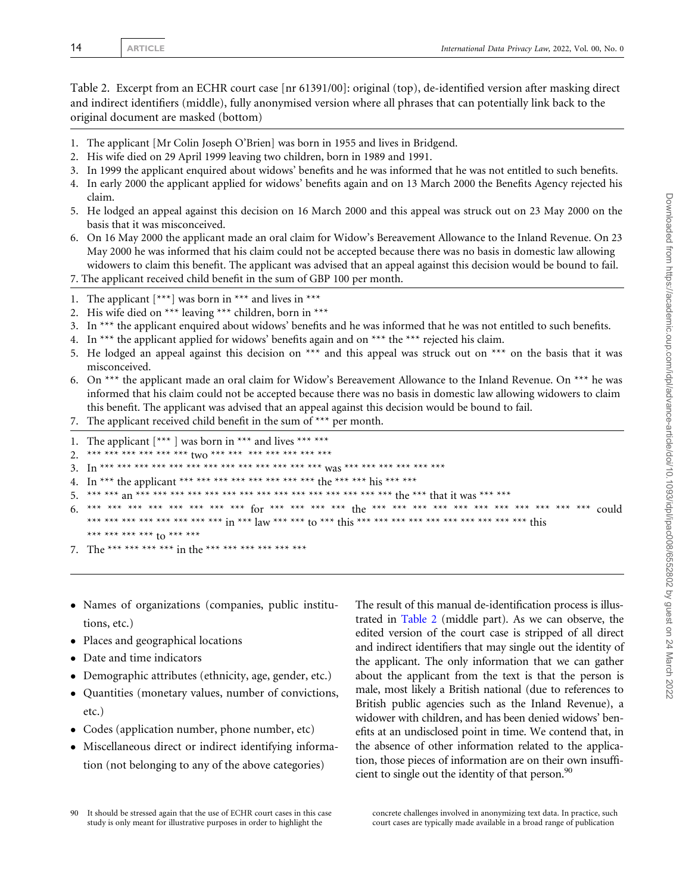Table 2. Excerpt from an ECHR court case [nr 61391/00]: original (top), de-identified version after masking direct and indirect identifiers (middle), fully anonymised version where all phrases that can potentially link back to the original document are masked (bottom)

1. The applicant [Mr Colin Joseph O'Brien] was born in 1955 and lives in Bridgend.
2. His wife died on 29 April 1999 leaving two children, born in 1989 and 1991.
3. In 1999 the applicant enquired about widows' benefits and he was informed that he was not entitled to such benefits.
4. In early 2000 the applicant applied for widows' benefits again and on 13 March 2000 the Benefits Agency rejected his claim.
5. He lodged an appeal against this decision on 16 March 2000 and this appeal was struck out on 23 May 2000 on the basis that it was misconceived.
6. On 16 May 2000 the applicant made an oral claim for Widow's Bereavement Allowance to the Inland Revenue. On 23 May 2000 he was informed that his claim could not be accepted because there was no basis in domestic law allowing widowers to claim this benefit. The applicant was advised that an appeal against this decision would be bound to fail.
7. The applicant received child benefit in the sum of GBP 100 per month.

---

1. The applicant [***] was born in *** and lives in ***
2. His wife died on *** leaving *** children, born in ***
3. In *** the applicant enquired about widows' benefits and he was informed that he was not entitled to such benefits.
4. In *** the applicant applied for widows' benefits again and on *** the *** rejected his claim.
5. He lodged an appeal against this decision on *** and this appeal was struck out on *** on the basis that it was misconceived.
6. On *** the applicant made an oral claim for Widow's Bereavement Allowance to the Inland Revenue. On *** he was informed that his claim could not be accepted because there was no basis in domestic law allowing widowers to claim this benefit. The applicant was advised that an appeal against this decision would be bound to fail.
7. The applicant received child benefit in the sum of *** per month.

---

1. The applicant [*** ] was born in *** and lives *** ***
2. *** *** *** *** *** *** two *** *** *** *** *** *** ***
3. In *** *** *** *** *** *** *** *** *** *** *** *** *** was *** *** *** *** *** ***
4. In *** the applicant *** *** *** *** *** *** *** *** the *** *** his *** ***
5. *** *** an *** *** *** *** *** *** *** *** *** *** *** *** *** *** *** the *** that it was *** ***
6. *** *** *** *** *** *** *** *** for *** *** *** *** the *** *** *** *** *** *** *** *** *** *** *** could *** *** *** *** *** *** *** *** in *** law *** *** to *** this *** *** *** *** *** *** *** *** *** *** this *** *** *** *** to *** ***
7. The *** *** *** *** in the *** *** *** *** *** ***

- Names of organizations (companies, public institutions, etc.)
- Places and geographical locations
- Date and time indicators
- Demographic attributes (ethnicity, age, gender, etc.)
- Quantities (monetary values, number of convictions, etc.)
- Codes (application number, phone number, etc)
- Miscellaneous direct or indirect identifying information (not belonging to any of the above categories)

The result of this manual de-identification process is illustrated in Table 2 (middle part). As we can observe, the edited version of the court case is stripped of all direct and indirect identifiers that may single out the identity of the applicant. The only information that we can gather about the applicant from the text is that the person is male, most likely a British national (due to references to British public agencies such as the Inland Revenue), a widower with children, and has been denied widows' benefits at an undisclosed point in time. We contend that, in the absence of other information related to the application, those pieces of information are on their own insufficient to single out the identity of that person.[90]

90 It should be stressed again that the use of ECHR court cases in this case study is only meant for illustrative purposes in order to highlight the concrete challenges involved in anonymizing text data. In practice, such court cases are typically made available in a broad range of publication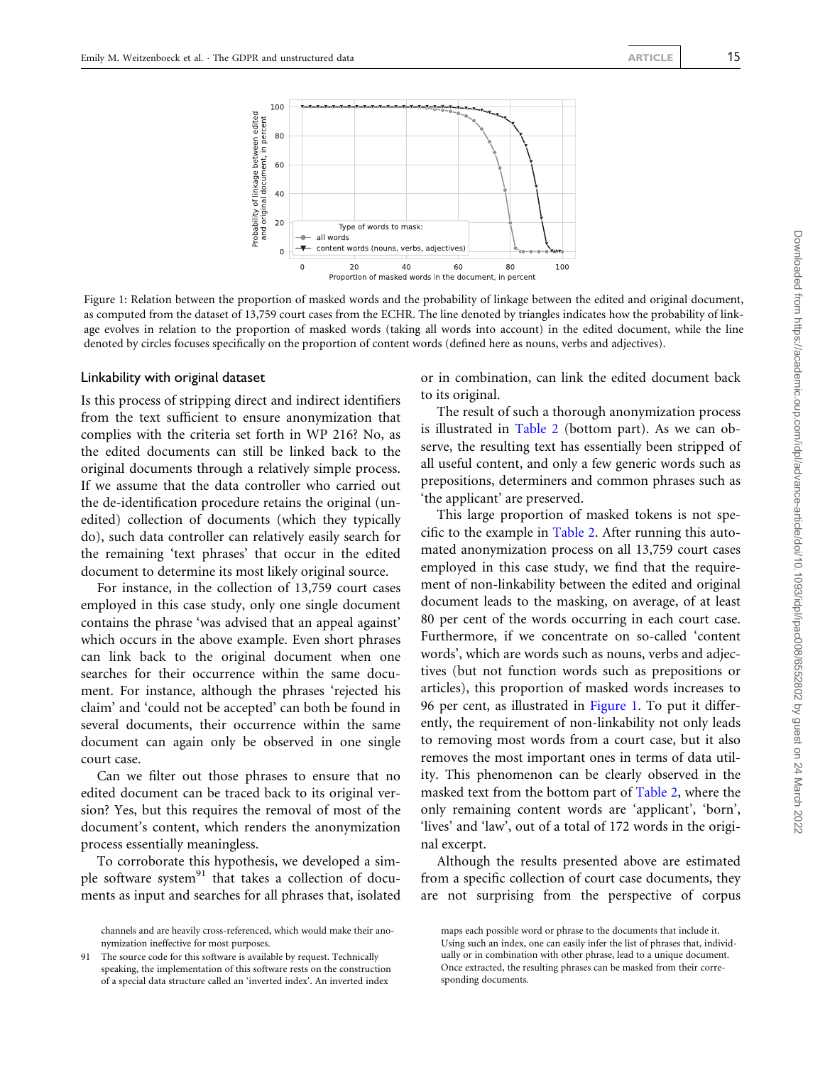Figure 1: Relation between the proportion of masked words and the probability of linkage between the edited and original document, as computed from the dataset of 13,759 court cases from the ECHR. The line denoted by triangles indicates how the probability of linkage evolves in relation to the proportion of masked words (taking all words into account) in the edited document, while the line denoted by circles focuses specifically on the proportion of content words (defined here as nouns, verbs and adjectives).

### Linkability with original dataset

Is this process of stripping direct and indirect identifiers from the text sufficient to ensure anonymization that complies with the criteria set forth in WP 216? No, as the edited documents can still be linked back to the original documents through a relatively simple process. If we assume that the data controller who carried out the de-identification procedure retains the original (unedited) collection of documents (which they typically do), such data controller can relatively easily search for the remaining 'text phrases' that occur in the edited document to determine its most likely original source.

For instance, in the collection of 13,759 court cases employed in this case study, only one single document contains the phrase 'was advised that an appeal against' which occurs in the above example. Even short phrases can link back to the original document when one searches for their occurrence within the same document. For instance, although the phrases 'rejected his claim' and 'could not be accepted' can both be found in several documents, their occurrence within the same document can again only be observed in one single court case.

Can we filter out those phrases to ensure that no edited document can be traced back to its original version? Yes, but this requires the removal of most of the document's content, which renders the anonymization process essentially meaningless.

To corroborate this hypothesis, we developed a simple software system[91] that takes a collection of documents as input and searches for all phrases that, isolated or in combination, can link the edited document back to its original.

The result of such a thorough anonymization process is illustrated in Table 2 (bottom part). As we can observe, the resulting text has essentially been stripped of all useful content, and only a few generic words such as prepositions, determiners and common phrases such as 'the applicant' are preserved.

This large proportion of masked tokens is not specific to the example in Table 2. After running this automated anonymization process on all 13,759 court cases employed in this case study, we find that the requirement of non-linkability between the edited and original document leads to the masking, on average, of at least 80 per cent of the words occurring in each court case. Furthermore, if we concentrate on so-called 'content words', which are words such as nouns, verbs and adjectives (but not function words such as prepositions or articles), this proportion of masked words increases to 96 per cent, as illustrated in Figure 1. To put it differently, the requirement of non-linkability not only leads to removing most words from a court case, but it also removes the most important ones in terms of data utility. This phenomenon can be clearly observed in the masked text from the bottom part of Table 2, where the only remaining content words are 'applicant', 'born', 'lives' and 'law', out of a total of 172 words in the original excerpt.

Although the results presented above are estimated from a specific collection of court case documents, they are not surprising from the perspective of corpus

---

channels and are heavily cross-referenced, which would make their anonymization ineffective for most purposes.

91 The source code for this software is available by request. Technically speaking, the implementation of this software rests on the construction of a special data structure called an 'inverted index'. An inverted index maps each possible word or phrase to the documents that include it. Using such an index, one can easily infer the list of phrases that, individually or in combination with other phrase, lead to a unique document. Once extracted, the resulting phrases can be masked from their corresponding documents.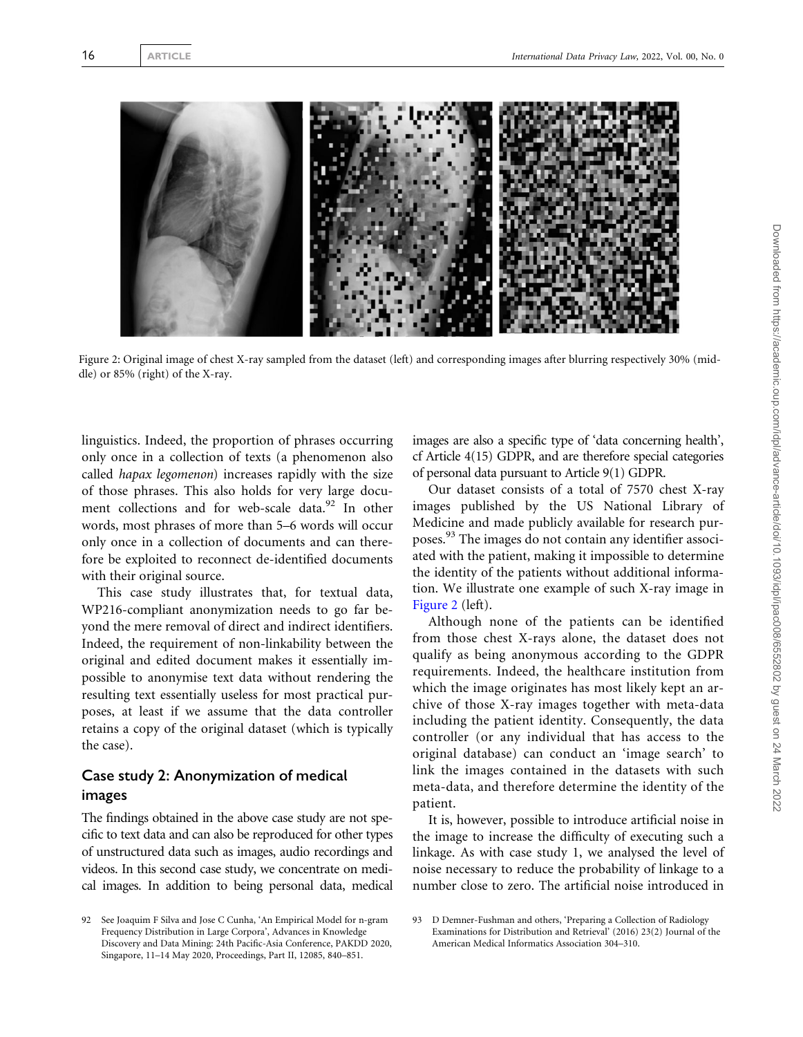Figure 2: Original image of chest X-ray sampled from the dataset (left) and corresponding images after blurring respectively 30% (middle) or 85% (right) of the X-ray.

linguistics. Indeed, the proportion of phrases occurring only once in a collection of texts (a phenomenon also called *hapax legomenon*) increases rapidly with the size of those phrases. This also holds for very large document collections and for web-scale data.[92] In other words, most phrases of more than 5–6 words will occur only once in a collection of documents and can therefore be exploited to reconnect de-identified documents with their original source.

This case study illustrates that, for textual data, WP216-compliant anonymization needs to go far beyond the mere removal of direct and indirect identifiers. Indeed, the requirement of non-linkability between the original and edited document makes it essentially impossible to anonymise text data without rendering the resulting text essentially useless for most practical purposes, at least if we assume that the data controller retains a copy of the original dataset (which is typically the case).

## Case study 2: Anonymization of medical images

The findings obtained in the above case study are not specific to text data and can also be reproduced for other types of unstructured data such as images, audio recordings and videos. In this second case study, we concentrate on medical images. In addition to being personal data, medical images are also a specific type of 'data concerning health', cf Article 4(15) GDPR, and are therefore special categories of personal data pursuant to Article 9(1) GDPR.

Our dataset consists of a total of 7570 chest X-ray images published by the US National Library of Medicine and made publicly available for research purposes.[93] The images do not contain any identifier associated with the patient, making it impossible to determine the identity of the patients without additional information. We illustrate one example of such X-ray image in Figure 2 (left).

Although none of the patients can be identified from those chest X-rays alone, the dataset does not qualify as being anonymous according to the GDPR requirements. Indeed, the healthcare institution from which the image originates has most likely kept an archive of those X-ray images together with meta-data including the patient identity. Consequently, the data controller (or any individual that has access to the original database) can conduct an 'image search' to link the images contained in the datasets with such meta-data, and therefore determine the identity of the patient.

It is, however, possible to introduce artificial noise in the image to increase the difficulty of executing such a linkage. As with case study 1, we analysed the level of noise necessary to reduce the probability of linkage to a number close to zero. The artificial noise introduced in

92 See Joaquim F Silva and Jose C Cunha, 'An Empirical Model for n-gram Frequency Distribution in Large Corpora', Advances in Knowledge Discovery and Data Mining: 24th Pacific-Asia Conference, PAKDD 2020, Singapore, 11–14 May 2020, Proceedings, Part II, 12085, 840–851.

93 D Demner-Fushman and others, 'Preparing a Collection of Radiology Examinations for Distribution and Retrieval' (2016) 23(2) Journal of the American Medical Informatics Association 304–310.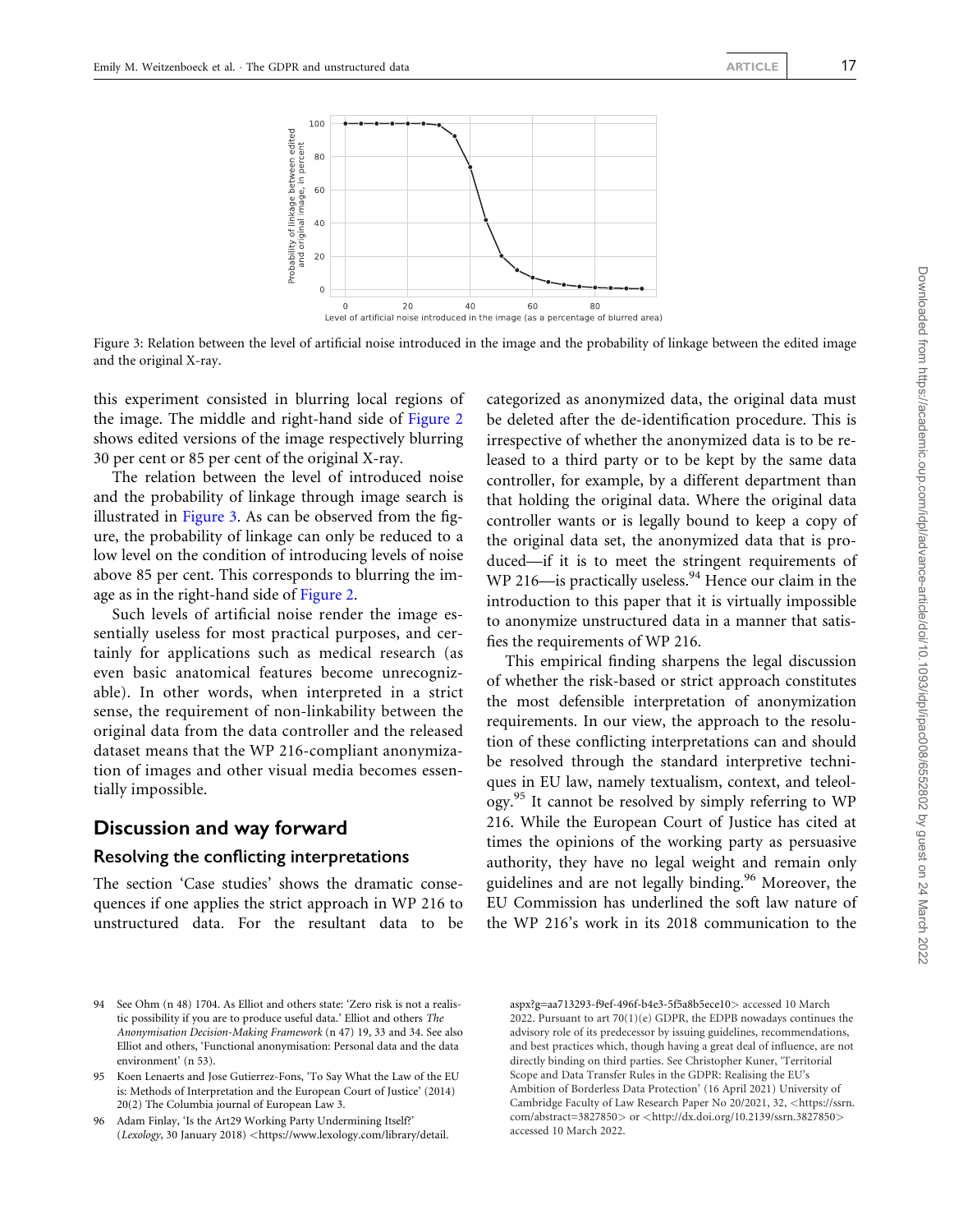Figure 3: Relation between the level of artificial noise introduced in the image and the probability of linkage between the edited image and the original X-ray.

this experiment consisted in blurring local regions of the image. The middle and right-hand side of Figure 2 shows edited versions of the image respectively blurring 30 per cent or 85 per cent of the original X-ray.

The relation between the level of introduced noise and the probability of linkage through image search is illustrated in Figure 3. As can be observed from the figure, the probability of linkage can only be reduced to a low level on the condition of introducing levels of noise above 85 per cent. This corresponds to blurring the image as in the right-hand side of Figure 2.

Such levels of artificial noise render the image essentially useless for most practical purposes, and certainly for applications such as medical research (as even basic anatomical features become unrecognizable). In other words, when interpreted in a strict sense, the requirement of non-linkability between the original data from the data controller and the released dataset means that the WP 216-compliant anonymization of images and other visual media becomes essentially impossible.

## Discussion and way forward

### Resolving the conflicting interpretations

The section 'Case studies' shows the dramatic consequences if one applies the strict approach in WP 216 to unstructured data. For the resultant data to be categorized as anonymized data, the original data must be deleted after the de-identification procedure. This is irrespective of whether the anonymized data is to be released to a third party or to be kept by the same data controller, for example, by a different department than that holding the original data. Where the original data controller wants or is legally bound to keep a copy of the original data set, the anonymized data that is produced—if it is to meet the stringent requirements of WP 216—is practically useless.[94] Hence our claim in the introduction to this paper that it is virtually impossible to anonymize unstructured data in a manner that satisfies the requirements of WP 216.

This empirical finding sharpens the legal discussion of whether the risk-based or strict approach constitutes the most defensible interpretation of anonymization requirements. In our view, the approach to the resolution of these conflicting interpretations can and should be resolved through the standard interpretive techniques in EU law, namely textualism, context, and teleology.[95] It cannot be resolved by simply referring to WP 216. While the European Court of Justice has cited at times the opinions of the working party as persuasive authority, they have no legal weight and remain only guidelines and are not legally binding.[96] Moreover, the EU Commission has underlined the soft law nature of the WP 216's work in its 2018 communication to the

94 See Ohm (n 48) 1704. As Elliot and others state: 'Zero risk is not a realistic possibility if you are to produce useful data.' Elliot and others *The Anonymisation Decision-Making Framework* (n 47) 19, 33 and 34. See also Elliot and others, 'Functional anonymisation: Personal data and the data environment' (n 53).

95 Koen Lenaerts and Jose Gutierrez-Fons, 'To Say What the Law of the EU is: Methods of Interpretation and the European Court of Justice' (2014) 20(2) The Columbia journal of European Law 3.

96 Adam Finlay, 'Is the Art29 Working Party Undermining Itself?' (*Lexology*, 30 January 2018) <https://www.lexology.com/library/detail.aspx?g=aa713293-f9ef-496f-b4e3-5f5a8b5ece10> accessed 10 March 2022. Pursuant to art 70(1)(e) GDPR, the EDPB nowadays continues the advisory role of its predecessor by issuing guidelines, recommendations, and best practices which, though having a great deal of influence, are not directly binding on third parties. See Christopher Kuner, 'Territorial Scope and Data Transfer Rules in the GDPR: Realising the EU's Ambition of Borderless Data Protection' (16 April 2021) University of Cambridge Faculty of Law Research Paper No 20/2021, 32, <https://ssrn.com/abstract=3827850> or <http://dx.doi.org/10.2139/ssrn.3827850> accessed 10 March 2022.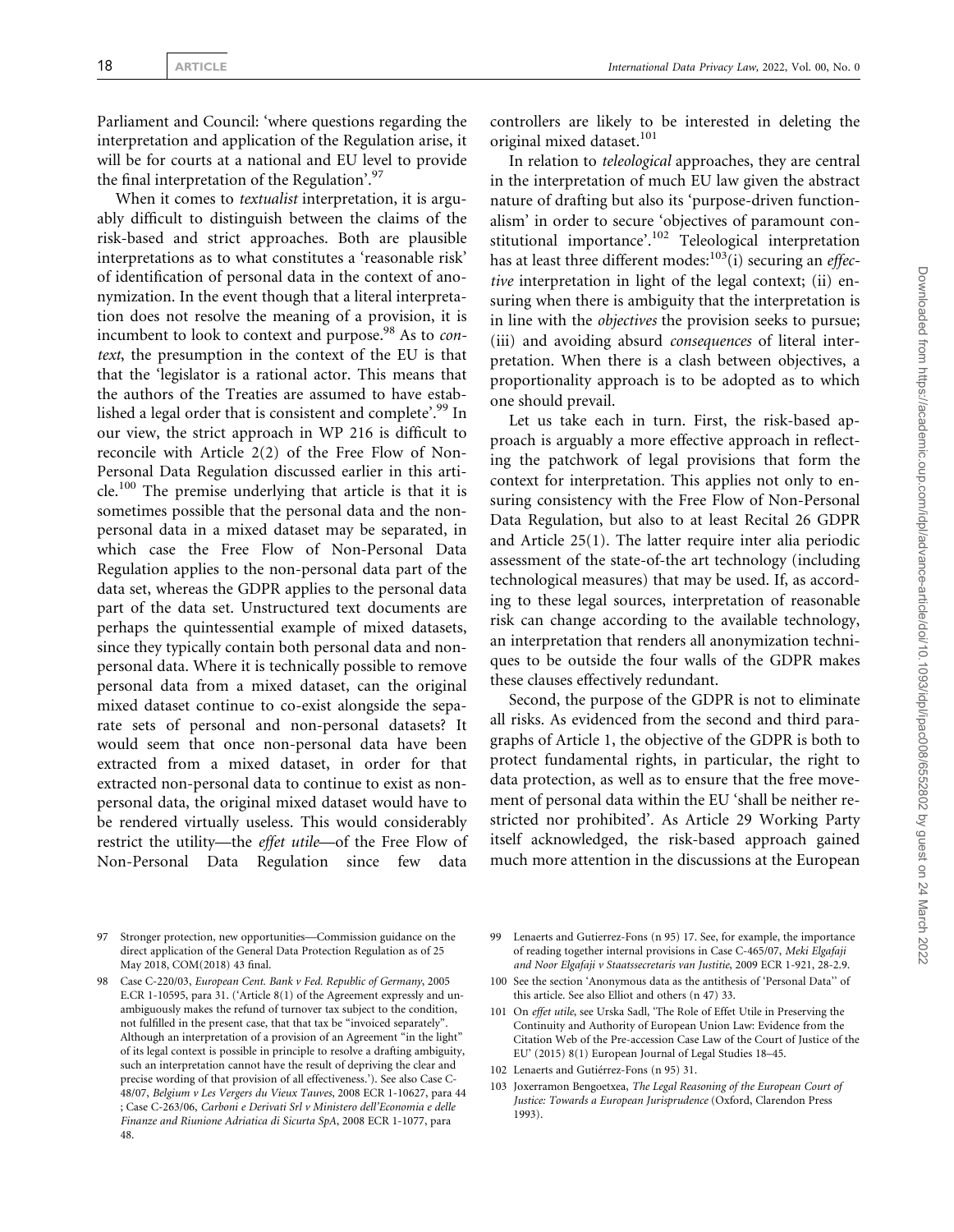Parliament and Council: 'where questions regarding the interpretation and application of the Regulation arise, it will be for courts at a national and EU level to provide the final interpretation of the Regulation'.[97]

When it comes to *textualist* interpretation, it is arguably difficult to distinguish between the claims of the risk-based and strict approaches. Both are plausible interpretations as to what constitutes a 'reasonable risk' of identification of personal data in the context of anonymization. In the event though that a literal interpretation does not resolve the meaning of a provision, it is incumbent to look to context and purpose.[98] As to *context*, the presumption in the context of the EU is that that the 'legislator is a rational actor. This means that the authors of the Treaties are assumed to have established a legal order that is consistent and complete'.[99] In our view, the strict approach in WP 216 is difficult to reconcile with Article 2(2) of the Free Flow of Non-Personal Data Regulation discussed earlier in this article.[100] The premise underlying that article is that it is sometimes possible that the personal data and the non-personal data in a mixed dataset may be separated, in which case the Free Flow of Non-Personal Data Regulation applies to the non-personal data part of the data set, whereas the GDPR applies to the personal data part of the data set. Unstructured text documents are perhaps the quintessential example of mixed datasets, since they typically contain both personal data and non-personal data. Where it is technically possible to remove personal data from a mixed dataset, can the original mixed dataset continue to co-exist alongside the separate sets of personal and non-personal datasets? It would seem that once non-personal data have been extracted from a mixed dataset, in order for that extracted non-personal data to continue to exist as non-personal data, the original mixed dataset would have to be rendered virtually useless. This would considerably restrict the utility—the *effet utile*—of the Free Flow of Non-Personal Data Regulation since few data controllers are likely to be interested in deleting the original mixed dataset.[101]

In relation to *teleological* approaches, they are central in the interpretation of much EU law given the abstract nature of drafting but also its 'purpose-driven functionalism' in order to secure 'objectives of paramount constitutional importance'.[102] Teleological interpretation has at least three different modes:[103](i) securing an *effective* interpretation in light of the legal context; (ii) ensuring when there is ambiguity that the interpretation is in line with the *objectives* the provision seeks to pursue; (iii) and avoiding absurd *consequences* of literal interpretation. When there is a clash between objectives, a proportionality approach is to be adopted as to which one should prevail.

Let us take each in turn. First, the risk-based approach is arguably a more effective approach in reflecting the patchwork of legal provisions that form the context for interpretation. This applies not only to ensuring consistency with the Free Flow of Non-Personal Data Regulation, but also to at least Recital 26 GDPR and Article 25(1). The latter require inter alia periodic assessment of the state-of-the art technology (including technological measures) that may be used. If, as according to these legal sources, interpretation of reasonable risk can change according to the available technology, an interpretation that renders all anonymization techniques to be outside the four walls of the GDPR makes these clauses effectively redundant.

Second, the purpose of the GDPR is not to eliminate all risks. As evidenced from the second and third paragraphs of Article 1, the objective of the GDPR is both to protect fundamental rights, in particular, the right to data protection, as well as to ensure that the free movement of personal data within the EU 'shall be neither restricted nor prohibited'. As Article 29 Working Party itself acknowledged, the risk-based approach gained much more attention in the discussions at the European

97 Stronger protection, new opportunities—Commission guidance on the direct application of the General Data Protection Regulation as of 25 May 2018, COM(2018) 43 final.

98 Case C-220/03, *European Cent. Bank v Fed. Republic of Germany*, 2005 E.CR 1-10595, para 31. ('Article 8(1) of the Agreement expressly and unambiguously makes the refund of turnover tax subject to the condition, not fulfilled in the present case, that that tax be "invoiced separately". Although an interpretation of a provision of an Agreement "in the light" of its legal context is possible in principle to resolve a drafting ambiguity, such an interpretation cannot have the result of depriving the clear and precise wording of that provision of all effectiveness.'). See also Case C-48/07, *Belgium v Les Vergers du Vieux Tauves*, 2008 ECR 1-10627, para 44 ; Case C-263/06, *Carboni e Derivati Srl v Ministero dell'Economia e delle Finanze and Riunione Adriatica di Sicurta SpA*, 2008 ECR 1-1077, para 48.

99 Lenaerts and Gutierrez-Fons (n 95) 17. See, for example, the importance of reading together internal provisions in Case C-465/07, *Meki Elgafaji and Noor Elgafaji v Staatssecretaris van Justitie*, 2009 ECR 1-921, 28-2.9.

100 See the section 'Anonymous data as the antithesis of 'Personal Data'' of this article. See also Elliot and others (n 47) 33.

101 On *effet utile*, see Urska Sadl, 'The Role of Effet Utile in Preserving the Continuity and Authority of European Union Law: Evidence from the Citation Web of the Pre-accession Case Law of the Court of Justice of the EU' (2015) 8(1) European Journal of Legal Studies 18–45.

102 Lenaerts and Gutiérrez-Fons (n 95) 31.

103 Joxerramon Bengoetxea, *The Legal Reasoning of the European Court of Justice: Towards a European Jurisprudence* (Oxford, Clarendon Press 1993).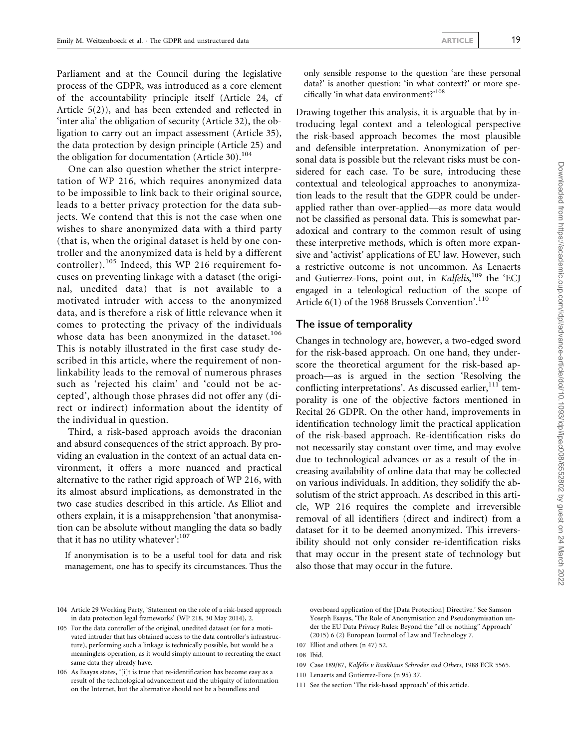Parliament and at the Council during the legislative process of the GDPR, was introduced as a core element of the accountability principle itself (Article 24, cf Article 5(2)), and has been extended and reflected in 'inter alia' the obligation of security (Article 32), the obligation to carry out an impact assessment (Article 35), the data protection by design principle (Article 25) and the obligation for documentation (Article 30).[104]

One can also question whether the strict interpretation of WP 216, which requires anonymized data to be impossible to link back to their original source, leads to a better privacy protection for the data subjects. We contend that this is not the case when one wishes to share anonymized data with a third party (that is, when the original dataset is held by one controller and the anonymized data is held by a different controller).[105] Indeed, this WP 216 requirement focuses on preventing linkage with a dataset (the original, unedited data) that is not available to a motivated intruder with access to the anonymized data, and is therefore a risk of little relevance when it comes to protecting the privacy of the individuals whose data has been anonymized in the dataset.[106] This is notably illustrated in the first case study described in this article, where the requirement of non-linkability leads to the removal of numerous phrases such as 'rejected his claim' and 'could not be accepted', although those phrases did not offer any (direct or indirect) information about the identity of the individual in question.

Third, a risk-based approach avoids the draconian and absurd consequences of the strict approach. By providing an evaluation in the context of an actual data environment, it offers a more nuanced and practical alternative to the rather rigid approach of WP 216, with its almost absurd implications, as demonstrated in the two case studies described in this article. As Elliot and others explain, it is a misapprehension 'that anonymisation can be absolute without mangling the data so badly that it has no utility whatever':[107]

> If anonymisation is to be a useful tool for data and risk management, one has to specify its circumstances. Thus the only sensible response to the question 'are these personal data?' is another question: 'in what context?' or more specifically 'in what data environment?'[108]

Drawing together this analysis, it is arguable that by introducing legal context and a teleological perspective the risk-based approach becomes the most plausible and defensible interpretation. Anonymization of personal data is possible but the relevant risks must be considered for each case. To be sure, introducing these contextual and teleological approaches to anonymization leads to the result that the GDPR could be under-applied rather than over-applied—as more data would not be classified as personal data. This is somewhat paradoxical and contrary to the common result of using these interpretive methods, which is often more expansive and 'activist' applications of EU law. However, such a restrictive outcome is not uncommon. As Lenaerts and Gutierrez-Fons, point out, in *Kalfelis*,[109] the 'ECJ engaged in a teleological reduction of the scope of Article 6(1) of the 1968 Brussels Convention'.[110]

## The issue of temporality

Changes in technology are, however, a two-edged sword for the risk-based approach. On one hand, they underscore the theoretical argument for the risk-based approach—as is argued in the section 'Resolving the conflicting interpretations'. As discussed earlier,[111] temporality is one of the objective factors mentioned in Recital 26 GDPR. On the other hand, improvements in identification technology limit the practical application of the risk-based approach. Re-identification risks do not necessarily stay constant over time, and may evolve due to technological advances or as a result of the increasing availability of online data that may be collected on various individuals. In addition, they solidify the absolutism of the strict approach. As described in this article, WP 216 requires the complete and irreversible removal of all identifiers (direct and indirect) from a dataset for it to be deemed anonymized. This irreversibility should not only consider re-identification risks that may occur in the present state of technology but also those that may occur in the future.

---

104 Article 29 Working Party, 'Statement on the role of a risk-based approach in data protection legal frameworks' (WP 218, 30 May 2014), 2.

105 For the data controller of the original, unedited dataset (or for a motivated intruder that has obtained access to the data controller's infrastructure), performing such a linkage is technically possible, but would be a meaningless operation, as it would simply amount to recreating the exact same data they already have.

106 As Esayas states, '[i]t is true that re-identification has become easy as a result of the technological advancement and the ubiquity of information on the Internet, but the alternative should not be a boundless and overboard application of the [Data Protection] Directive.' See Samson Yoseph Esayas, 'The Role of Anonymisation and Pseudonymisation under the EU Data Privacy Rules: Beyond the "all or nothing" Approach' (2015) 6 (2) European Journal of Law and Technology 7.

107 Elliot and others (n 47) 52.

108 Ibid.

109 Case 189/87, *Kalfelis v Bankhaus Schroder and Others*, 1988 ECR 5565.

110 Lenaerts and Gutierrez-Fons (n 95) 37.

111 See the section 'The risk-based approach' of this article.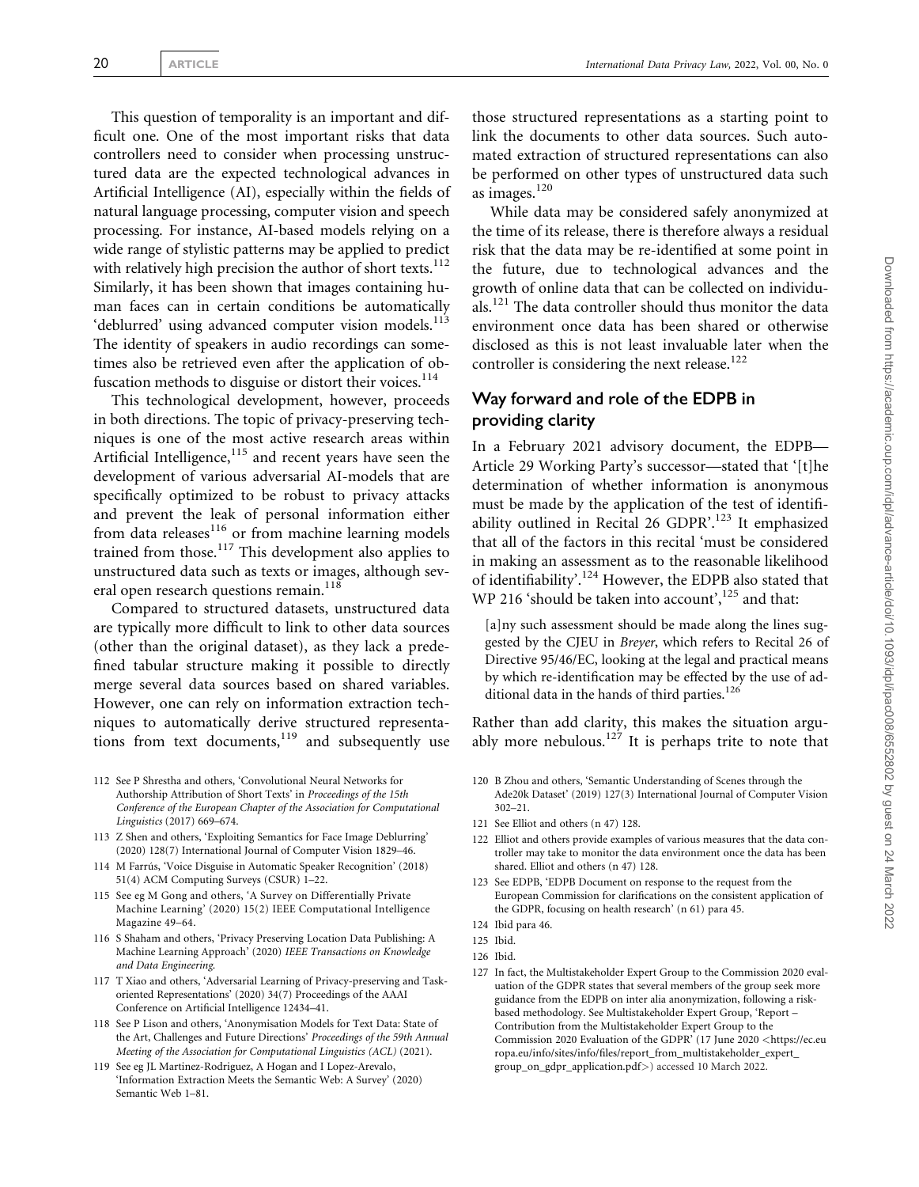This question of temporality is an important and difficult one. One of the most important risks that data controllers need to consider when processing unstructured data are the expected technological advances in Artificial Intelligence (AI), especially within the fields of natural language processing, computer vision and speech processing. For instance, AI-based models relying on a wide range of stylistic patterns may be applied to predict with relatively high precision the author of short texts.[112] Similarly, it has been shown that images containing human faces can in certain conditions be automatically 'deblurred' using advanced computer vision models.[113] The identity of speakers in audio recordings can sometimes also be retrieved even after the application of obfuscation methods to disguise or distort their voices.[114]

This technological development, however, proceeds in both directions. The topic of privacy-preserving techniques is one of the most active research areas within Artificial Intelligence,[115] and recent years have seen the development of various adversarial AI-models that are specifically optimized to be robust to privacy attacks and prevent the leak of personal information either from data releases[116] or from machine learning models trained from those.[117] This development also applies to unstructured data such as texts or images, although several open research questions remain.[118]

Compared to structured datasets, unstructured data are typically more difficult to link to other data sources (other than the original dataset), as they lack a predefined tabular structure making it possible to directly merge several data sources based on shared variables. However, one can rely on information extraction techniques to automatically derive structured representations from text documents,[119] and subsequently use those structured representations as a starting point to link the documents to other data sources. Such automated extraction of structured representations can also be performed on other types of unstructured data such as images.[120]

While data may be considered safely anonymized at the time of its release, there is therefore always a residual risk that the data may be re-identified at some point in the future, due to technological advances and the growth of online data that can be collected on individuals.[121] The data controller should thus monitor the data environment once data has been shared or otherwise disclosed as this is not least invaluable later when the controller is considering the next release.[122]

## Way forward and role of the EDPB in providing clarity

In a February 2021 advisory document, the EDPB—Article 29 Working Party's successor—stated that '[t]he determination of whether information is anonymous must be made by the application of the test of identifiability outlined in Recital 26 GDPR'.[123] It emphasized that all of the factors in this recital 'must be considered in making an assessment as to the reasonable likelihood of identifiability'.[124] However, the EDPB also stated that WP 216 'should be taken into account',[125] and that:

> [a]ny such assessment should be made along the lines suggested by the CJEU in *Breyer*, which refers to Recital 26 of Directive 95/46/EC, looking at the legal and practical means by which re-identification may be effected by the use of additional data in the hands of third parties.[126]

Rather than add clarity, this makes the situation arguably more nebulous.[127] It is perhaps trite to note that

---

112 See P Shrestha and others, 'Convolutional Neural Networks for Authorship Attribution of Short Texts' in *Proceedings of the 15th Conference of the European Chapter of the Association for Computational Linguistics* (2017) 669–674.

113 Z Shen and others, 'Exploiting Semantics for Face Image Deblurring' (2020) 128(7) International Journal of Computer Vision 1829–46.

114 M Farrús, 'Voice Disguise in Automatic Speaker Recognition' (2018) 51(4) ACM Computing Surveys (CSUR) 1–22.

115 See eg M Gong and others, 'A Survey on Differentially Private Machine Learning' (2020) 15(2) IEEE Computational Intelligence Magazine 49–64.

116 S Shaham and others, 'Privacy Preserving Location Data Publishing: A Machine Learning Approach' (2020) *IEEE Transactions on Knowledge and Data Engineering*.

117 T Xiao and others, 'Adversarial Learning of Privacy-preserving and Task-oriented Representations' (2020) 34(7) Proceedings of the AAAI Conference on Artificial Intelligence 12434–41.

118 See P Lison and others, 'Anonymisation Models for Text Data: State of the Art, Challenges and Future Directions' *Proceedings of the 59th Annual Meeting of the Association for Computational Linguistics (ACL)* (2021).

119 See eg JL Martinez-Rodriguez, A Hogan and I Lopez-Arevalo, 'Information Extraction Meets the Semantic Web: A Survey' (2020) Semantic Web 1–81.

120 B Zhou and others, 'Semantic Understanding of Scenes through the Ade20k Dataset' (2019) 127(3) International Journal of Computer Vision 302–21.

121 See Elliot and others (n 47) 128.

122 Elliot and others provide examples of various measures that the data controller may take to monitor the data environment once the data has been shared. Elliot and others (n 47) 128.

123 See EDPB, 'EDPB Document on response to the request from the European Commission for clarifications on the consistent application of the GDPR, focusing on health research' (n 61) para 45.

124 Ibid para 46.

125 Ibid.

126 Ibid.

127 In fact, the Multistakeholder Expert Group to the Commission 2020 evaluation of the GDPR states that several members of the group seek more guidance from the EDPB on inter alia anonymization, following a risk-based methodology. See Multistakeholder Expert Group, 'Report – Contribution from the Multistakeholder Expert Group to the Commission 2020 Evaluation of the GDPR' (17 June 2020 <https://ec.europa.eu/info/sites/info/files/report_from_multistakeholder_expert_group_on_gdpr_application.pdf>) accessed 10 March 2022.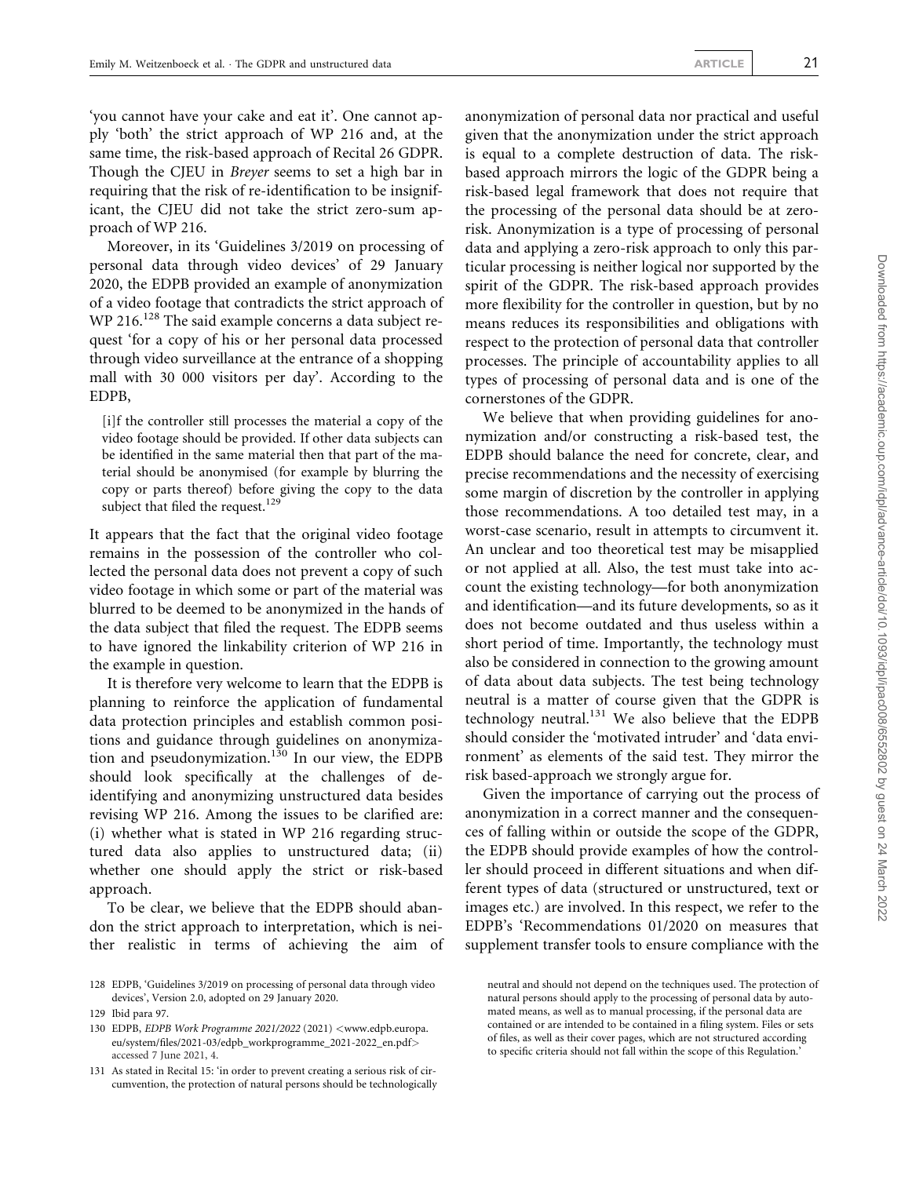'you cannot have your cake and eat it'. One cannot apply 'both' the strict approach of WP 216 and, at the same time, the risk-based approach of Recital 26 GDPR. Though the CJEU in *Breyer* seems to set a high bar in requiring that the risk of re-identification to be insignificant, the CJEU did not take the strict zero-sum approach of WP 216.

Moreover, in its 'Guidelines 3/2019 on processing of personal data through video devices' of 29 January 2020, the EDPB provided an example of anonymization of a video footage that contradicts the strict approach of WP 216.[128] The said example concerns a data subject request 'for a copy of his or her personal data processed through video surveillance at the entrance of a shopping mall with 30 000 visitors per day'. According to the EDPB,

> [i]f the controller still processes the material a copy of the video footage should be provided. If other data subjects can be identified in the same material then that part of the material should be anonymised (for example by blurring the copy or parts thereof) before giving the copy to the data subject that filed the request.[129]

It appears that the fact that the original video footage remains in the possession of the controller who collected the personal data does not prevent a copy of such video footage in which some or part of the material was blurred to be deemed to be anonymized in the hands of the data subject that filed the request. The EDPB seems to have ignored the linkability criterion of WP 216 in the example in question.

It is therefore very welcome to learn that the EDPB is planning to reinforce the application of fundamental data protection principles and establish common positions and guidance through guidelines on anonymization and pseudonymization.[130] In our view, the EDPB should look specifically at the challenges of de-identifying and anonymizing unstructured data besides revising WP 216. Among the issues to be clarified are: (i) whether what is stated in WP 216 regarding structured data also applies to unstructured data; (ii) whether one should apply the strict or risk-based approach.

To be clear, we believe that the EDPB should abandon the strict approach to interpretation, which is neither realistic in terms of achieving the aim of anonymization of personal data nor practical and useful given that the anonymization under the strict approach is equal to a complete destruction of data. The risk-based approach mirrors the logic of the GDPR being a risk-based legal framework that does not require that the processing of the personal data should be at zero-risk. Anonymization is a type of processing of personal data and applying a zero-risk approach to only this particular processing is neither logical nor supported by the spirit of the GDPR. The risk-based approach provides more flexibility for the controller in question, but by no means reduces its responsibilities and obligations with respect to the protection of personal data that controller processes. The principle of accountability applies to all types of processing of personal data and is one of the cornerstones of the GDPR.

We believe that when providing guidelines for anonymization and/or constructing a risk-based test, the EDPB should balance the need for concrete, clear, and precise recommendations and the necessity of exercising some margin of discretion by the controller in applying those recommendations. A too detailed test may, in a worst-case scenario, result in attempts to circumvent it. An unclear and too theoretical test may be misapplied or not applied at all. Also, the test must take into account the existing technology—for both anonymization and identification—and its future developments, so as it does not become outdated and thus useless within a short period of time. Importantly, the technology must also be considered in connection to the growing amount of data about data subjects. The test being technology neutral is a matter of course given that the GDPR is technology neutral.[131] We also believe that the EDPB should consider the 'motivated intruder' and 'data environment' as elements of the said test. They mirror the risk based-approach we strongly argue for.

Given the importance of carrying out the process of anonymization in a correct manner and the consequences of falling within or outside the scope of the GDPR, the EDPB should provide examples of how the controller should proceed in different situations and when different types of data (structured or unstructured, text or images etc.) are involved. In this respect, we refer to the EDPB's 'Recommendations 01/2020 on measures that supplement transfer tools to ensure compliance with the

---

128 EDPB, 'Guidelines 3/2019 on processing of personal data through video devices', Version 2.0, adopted on 29 January 2020.

129 Ibid para 97.

130 EDPB, *EDPB Work Programme 2021/2022* (2021) <www.edpb.europa.eu/system/files/2021-03/edpb_workprogramme_2021-2022_en.pdf> accessed 7 June 2021, 4.

131 As stated in Recital 15: 'in order to prevent creating a serious risk of circumvention, the protection of natural persons should be technologically neutral and should not depend on the techniques used. The protection of natural persons should apply to the processing of personal data by automated means, as well as to manual processing, if the personal data are contained or are intended to be contained in a filing system. Files or sets of files, as well as their cover pages, which are not structured according to specific criteria should not fall within the scope of this Regulation.'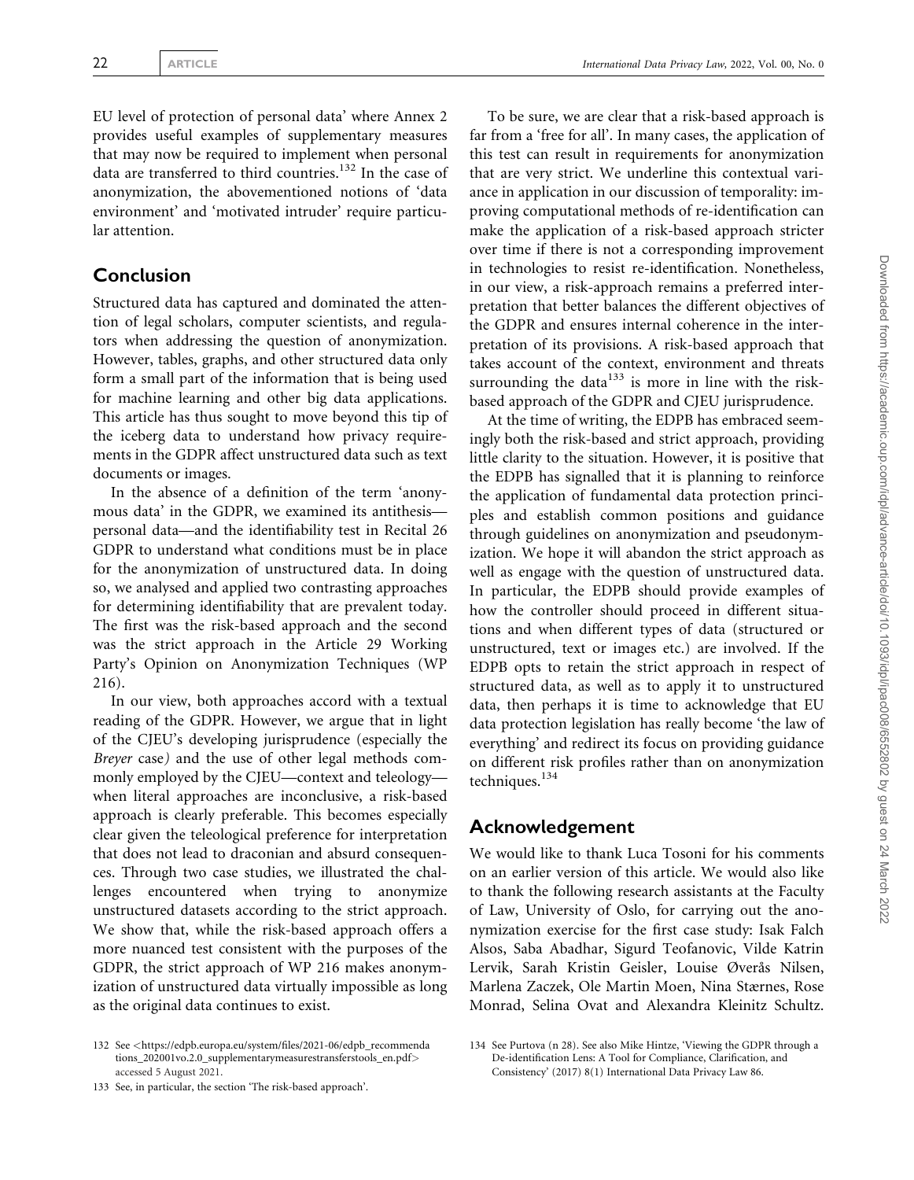EU level of protection of personal data' where Annex 2 provides useful examples of supplementary measures that may now be required to implement when personal data are transferred to third countries.[132] In the case of anonymization, the abovementioned notions of 'data environment' and 'motivated intruder' require particular attention.

## Conclusion

Structured data has captured and dominated the attention of legal scholars, computer scientists, and regulators when addressing the question of anonymization. However, tables, graphs, and other structured data only form a small part of the information that is being used for machine learning and other big data applications. This article has thus sought to move beyond this tip of the iceberg data to understand how privacy requirements in the GDPR affect unstructured data such as text documents or images.

In the absence of a definition of the term 'anonymous data' in the GDPR, we examined its antithesis—personal data—and the identifiability test in Recital 26 GDPR to understand what conditions must be in place for the anonymization of unstructured data. In doing so, we analysed and applied two contrasting approaches for determining identifiability that are prevalent today. The first was the risk-based approach and the second was the strict approach in the Article 29 Working Party's Opinion on Anonymization Techniques (WP 216).

In our view, both approaches accord with a textual reading of the GDPR. However, we argue that in light of the CJEU's developing jurisprudence (especially the *Breyer* case) and the use of other legal methods commonly employed by the CJEU—context and teleology—when literal approaches are inconclusive, a risk-based approach is clearly preferable. This becomes especially clear given the teleological preference for interpretation that does not lead to draconian and absurd consequences. Through two case studies, we illustrated the challenges encountered when trying to anonymize unstructured datasets according to the strict approach. We show that, while the risk-based approach offers a more nuanced test consistent with the purposes of the GDPR, the strict approach of WP 216 makes anonymization of unstructured data virtually impossible as long as the original data continues to exist.

To be sure, we are clear that a risk-based approach is far from a 'free for all'. In many cases, the application of this test can result in requirements for anonymization that are very strict. We underline this contextual variance in application in our discussion of temporality: improving computational methods of re-identification can make the application of a risk-based approach stricter over time if there is not a corresponding improvement in technologies to resist re-identification. Nonetheless, in our view, a risk-approach remains a preferred interpretation that better balances the different objectives of the GDPR and ensures internal coherence in the interpretation of its provisions. A risk-based approach that takes account of the context, environment and threats surrounding the data[133] is more in line with the risk-based approach of the GDPR and CJEU jurisprudence.

At the time of writing, the EDPB has embraced seemingly both the risk-based and strict approach, providing little clarity to the situation. However, it is positive that the EDPB has signalled that it is planning to reinforce the application of fundamental data protection principles and establish common positions and guidance through guidelines on anonymization and pseudonymization. We hope it will abandon the strict approach as well as engage with the question of unstructured data. In particular, the EDPB should provide examples of how the controller should proceed in different situations and when different types of data (structured or unstructured, text or images etc.) are involved. If the EDPB opts to retain the strict approach in respect of structured data, as well as to apply it to unstructured data, then perhaps it is time to acknowledge that EU data protection legislation has really become 'the law of everything' and redirect its focus on providing guidance on different risk profiles rather than on anonymization techniques.[134]

## Acknowledgement

We would like to thank Luca Tosoni for his comments on an earlier version of this article. We would also like to thank the following research assistants at the Faculty of Law, University of Oslo, for carrying out the anonymization exercise for the first case study: Isak Falch Alsos, Saba Abadhar, Sigurd Teofanovic, Vilde Katrin Lervik, Sarah Kristin Geisler, Louise Øverås Nilsen, Marlena Zaczek, Ole Martin Moen, Nina Stærnes, Rose Monrad, Selina Ovat and Alexandra Kleinitz Schultz.

---

132 See <https://edpb.europa.eu/system/files/2021-06/edpb_recommendations_202001vo.2.0_supplementarymeasurestransferstools_en.pdf> accessed 5 August 2021.

133 See, in particular, the section 'The risk-based approach'.

134 See Purtova (n 28). See also Mike Hintze, 'Viewing the GDPR through a De-identification Lens: A Tool for Compliance, Clarification, and Consistency' (2017) 8(1) International Data Privacy Law 86.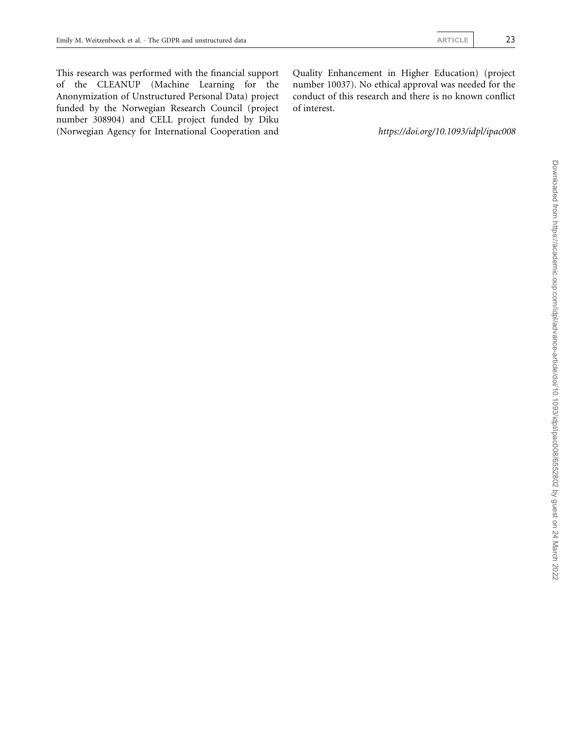This research was performed with the financial support of the CLEANUP (Machine Learning for the Anonymization of Unstructured Personal Data) project funded by the Norwegian Research Council (project number 308904) and CELL project funded by Diku (Norwegian Agency for International Cooperation and Quality Enhancement in Higher Education) (project number 10037). No ethical approval was needed for the conduct of this research and there is no known conflict of interest.

*https://doi.org/10.1093/idpl/ipac008*